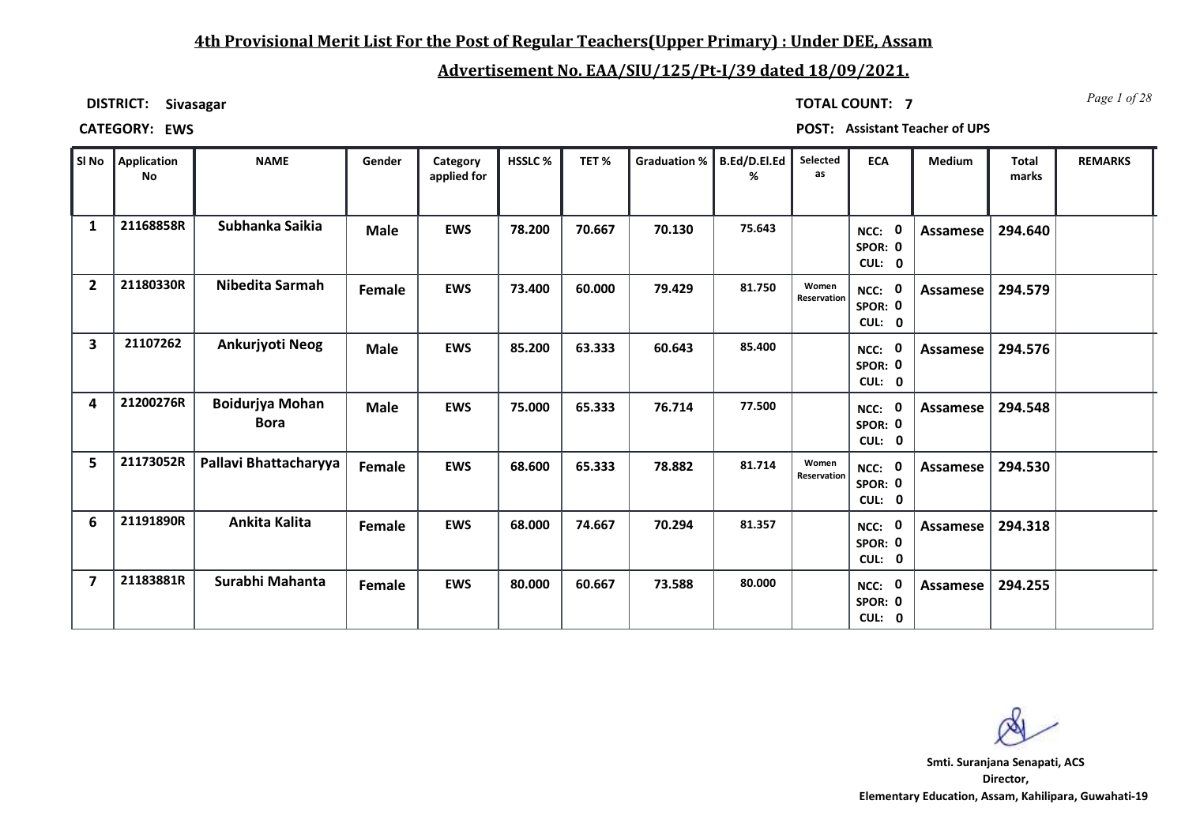## 4th Provisional Merit List For the Post of Regular Teachers(Upper Primary) : Under DEE, Assam

## Advertisement No. EAA/SIU/125/Pt-I/39 dated 18/09/2021.

**DISTRICT:** Sivasagar  **TOTAL COUNT:** 7

**CATEGORY:** EWS  **POST:** Assistant Teacher of UPS

| Sl No | Application No | NAME | Gender | Category applied for | HSSLC % | TET % | Graduation % | B.Ed/D.El.Ed % | Selected as | ECA | Medium | Total marks | REMARKS |
|---|---|---|---|---|---|---|---|---|---|---|---|---|---|
| 1 | 21168858R | Subhanka Saikia | Male | EWS | 78.200 | 70.667 | 70.130 | 75.643 | | NCC: 0 SPOR: 0 CUL: 0 | Assamese | 294.640 | |
| 2 | 21180330R | Nibedita Sarmah | Female | EWS | 73.400 | 60.000 | 79.429 | 81.750 | Women Reservation | NCC: 0 SPOR: 0 CUL: 0 | Assamese | 294.579 | |
| 3 | 21107262 | Ankurjyoti Neog | Male | EWS | 85.200 | 63.333 | 60.643 | 85.400 | | NCC: 0 SPOR: 0 CUL: 0 | Assamese | 294.576 | |
| 4 | 21200276R | Boidurjya Mohan Bora | Male | EWS | 75.000 | 65.333 | 76.714 | 77.500 | | NCC: 0 SPOR: 0 CUL: 0 | Assamese | 294.548 | |
| 5 | 21173052R | Pallavi Bhattacharyya | Female | EWS | 68.600 | 65.333 | 78.882 | 81.714 | Women Reservation | NCC: 0 SPOR: 0 CUL: 0 | Assamese | 294.530 | |
| 6 | 21191890R | Ankita Kalita | Female | EWS | 68.000 | 74.667 | 70.294 | 81.357 | | NCC: 0 SPOR: 0 CUL: 0 | Assamese | 294.318 | |
| 7 | 21183881R | Surabhi Mahanta | Female | EWS | 80.000 | 60.667 | 73.588 | 80.000 | | NCC: 0 SPOR: 0 CUL: 0 | Assamese | 294.255 | |

**Smti. Suranjana Senapati, ACS**
**Director,**
**Elementary Education, Assam, Kahilipara, Guwahati-19**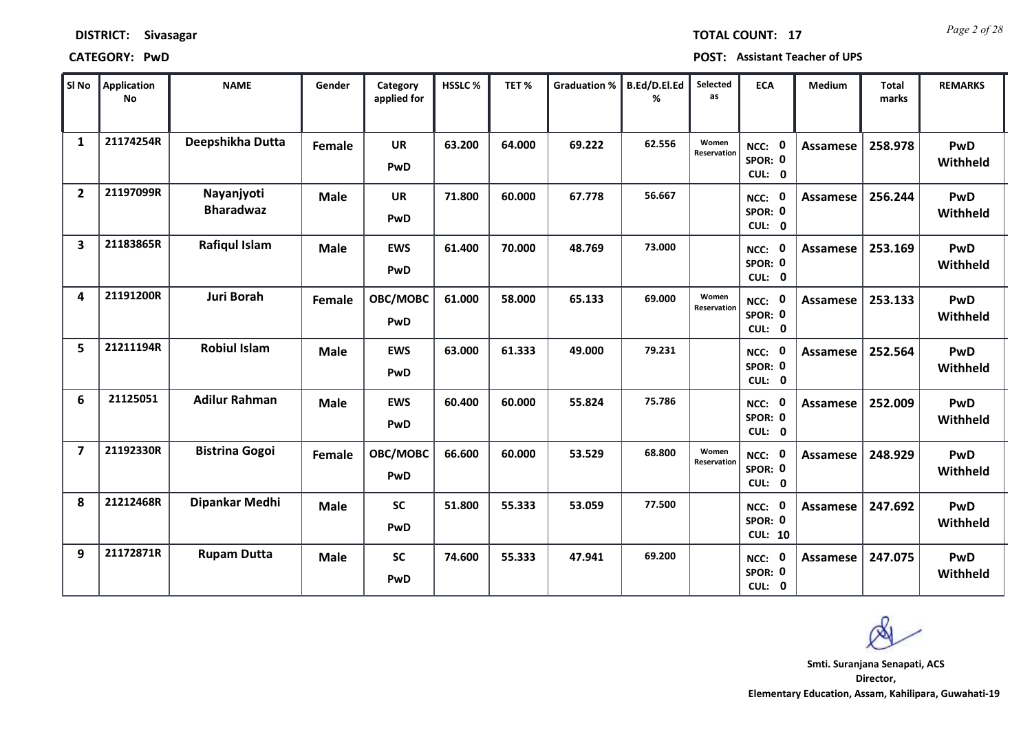**DISTRICT:** Sivasagar

**TOTAL COUNT:** 17

**CATEGORY:** PwD

**POST:** Assistant Teacher of UPS

| Sl No | Application No | NAME | Gender | Category applied for | HSSLC % | TET % | Graduation % | B.Ed/D.El.Ed % | Selected as | ECA | Medium | Total marks | REMARKS |
|---|---|---|---|---|---|---|---|---|---|---|---|---|---|
| 1 | 21174254R | Deepshikha Dutta | Female | UR PwD | 63.200 | 64.000 | 69.222 | 62.556 | Women Reservation | NCC: 0 SPOR: 0 CUL: 0 | Assamese | 258.978 | PwD Withheld |
| 2 | 21197099R | Nayanjyoti Bharadwaz | Male | UR PwD | 71.800 | 60.000 | 67.778 | 56.667 | | NCC: 0 SPOR: 0 CUL: 0 | Assamese | 256.244 | PwD Withheld |
| 3 | 21183865R | Rafiqul Islam | Male | EWS PwD | 61.400 | 70.000 | 48.769 | 73.000 | | NCC: 0 SPOR: 0 CUL: 0 | Assamese | 253.169 | PwD Withheld |
| 4 | 21191200R | Juri Borah | Female | OBC/MOBC PwD | 61.000 | 58.000 | 65.133 | 69.000 | Women Reservation | NCC: 0 SPOR: 0 CUL: 0 | Assamese | 253.133 | PwD Withheld |
| 5 | 21211194R | Robiul Islam | Male | EWS PwD | 63.000 | 61.333 | 49.000 | 79.231 | | NCC: 0 SPOR: 0 CUL: 0 | Assamese | 252.564 | PwD Withheld |
| 6 | 21125051 | Adilur Rahman | Male | EWS PwD | 60.400 | 60.000 | 55.824 | 75.786 | | NCC: 0 SPOR: 0 CUL: 0 | Assamese | 252.009 | PwD Withheld |
| 7 | 21192330R | Bistrina Gogoi | Female | OBC/MOBC PwD | 66.600 | 60.000 | 53.529 | 68.800 | Women Reservation | NCC: 0 SPOR: 0 CUL: 0 | Assamese | 248.929 | PwD Withheld |
| 8 | 21212468R | Dipankar Medhi | Male | SC PwD | 51.800 | 55.333 | 53.059 | 77.500 | | NCC: 0 SPOR: 0 CUL: 10 | Assamese | 247.692 | PwD Withheld |
| 9 | 21172871R | Rupam Dutta | Male | SC PwD | 74.600 | 55.333 | 47.941 | 69.200 | | NCC: 0 SPOR: 0 CUL: 0 | Assamese | 247.075 | PwD Withheld |

**Smt. Suranjana Senapati, ACS**
**Director,**
**Elementary Education, Assam, Kahilipara, Guwahati-19**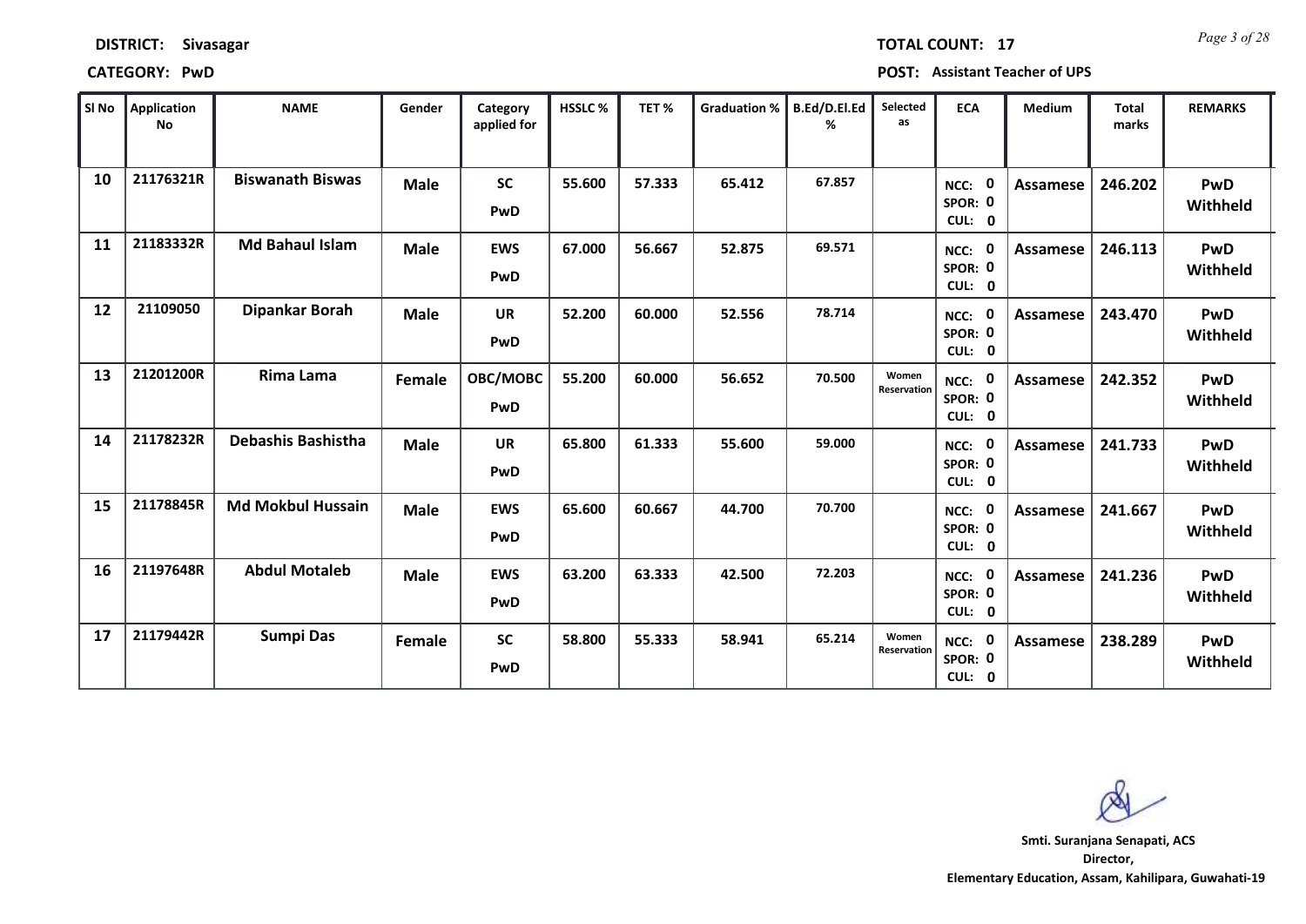**DISTRICT:** Sivasagar

**TOTAL COUNT:** 17

**CATEGORY:** PwD

**POST:** Assistant Teacher of UPS

| Sl No | Application No | NAME | Gender | Category applied for | HSSLC % | TET % | Graduation % | B.Ed/D.El.Ed % | Selected as | ECA | Medium | Total marks | REMARKS |
|---|---|---|---|---|---|---|---|---|---|---|---|---|---|
| 10 | 21176321R | Biswanath Biswas | Male | SC PwD | 55.600 | 57.333 | 65.412 | 67.857 | | NCC: 0 SPOR: 0 CUL: 0 | Assamese | 246.202 | PwD Withheld |
| 11 | 21183332R | Md Bahaul Islam | Male | EWS PwD | 67.000 | 56.667 | 52.875 | 69.571 | | NCC: 0 SPOR: 0 CUL: 0 | Assamese | 246.113 | PwD Withheld |
| 12 | 21109050 | Dipankar Borah | Male | UR PwD | 52.200 | 60.000 | 52.556 | 78.714 | | NCC: 0 SPOR: 0 CUL: 0 | Assamese | 243.470 | PwD Withheld |
| 13 | 21201200R | Rima Lama | Female | OBC/MOBC PwD | 55.200 | 60.000 | 56.652 | 70.500 | Women Reservation | NCC: 0 SPOR: 0 CUL: 0 | Assamese | 242.352 | PwD Withheld |
| 14 | 21178232R | Debashis Bashistha | Male | UR PwD | 65.800 | 61.333 | 55.600 | 59.000 | | NCC: 0 SPOR: 0 CUL: 0 | Assamese | 241.733 | PwD Withheld |
| 15 | 21178845R | Md Mokbul Hussain | Male | EWS PwD | 65.600 | 60.667 | 44.700 | 70.700 | | NCC: 0 SPOR: 0 CUL: 0 | Assamese | 241.667 | PwD Withheld |
| 16 | 21197648R | Abdul Motaleb | Male | EWS PwD | 63.200 | 63.333 | 42.500 | 72.203 | | NCC: 0 SPOR: 0 CUL: 0 | Assamese | 241.236 | PwD Withheld |
| 17 | 21179442R | Sumpi Das | Female | SC PwD | 58.800 | 55.333 | 58.941 | 65.214 | Women Reservation | NCC: 0 SPOR: 0 CUL: 0 | Assamese | 238.289 | PwD Withheld |

**Smti. Suranjana Senapati, ACS**
Director,
Elementary Education, Assam, Kahilipara, Guwahati-19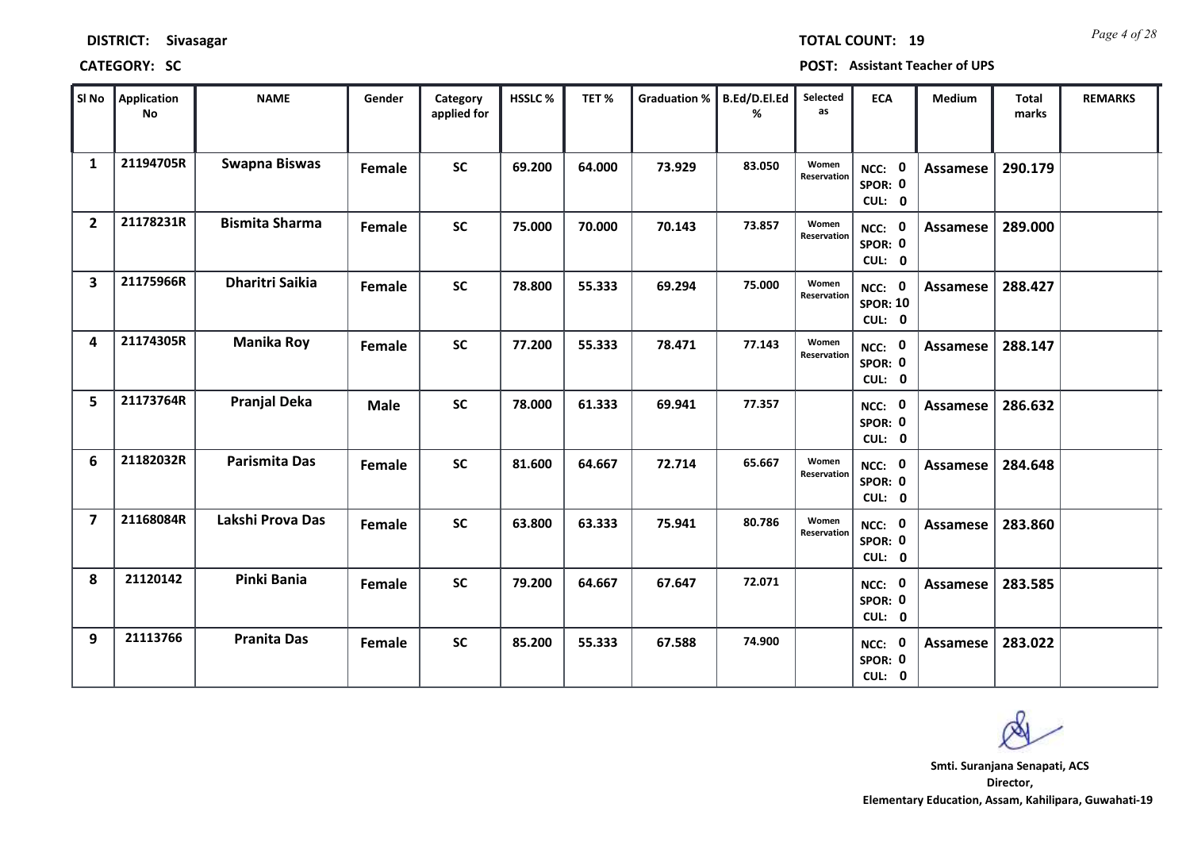**DISTRICT:** Sivasagar **TOTAL COUNT:** 19

**CATEGORY:** SC **POST:** Assistant Teacher of UPS

| Sl No | Application No | NAME | Gender | Category applied for | HSSLC % | TET % | Graduation % | B.Ed/D.El.Ed % | Selected as | ECA | Medium | Total marks | REMARKS |
|---|---|---|---|---|---|---|---|---|---|---|---|---|---|
| 1 | 21194705R | Swapna Biswas | Female | SC | 69.200 | 64.000 | 73.929 | 83.050 | Women Reservation | NCC: 0 SPOR: 0 CUL: 0 | Assamese | 290.179 | |
| 2 | 21178231R | Bismita Sharma | Female | SC | 75.000 | 70.000 | 70.143 | 73.857 | Women Reservation | NCC: 0 SPOR: 0 CUL: 0 | Assamese | 289.000 | |
| 3 | 21175966R | Dharitri Saikia | Female | SC | 78.800 | 55.333 | 69.294 | 75.000 | Women Reservation | NCC: 0 SPOR: 10 CUL: 0 | Assamese | 288.427 | |
| 4 | 21174305R | Manika Roy | Female | SC | 77.200 | 55.333 | 78.471 | 77.143 | Women Reservation | NCC: 0 SPOR: 0 CUL: 0 | Assamese | 288.147 | |
| 5 | 21173764R | Pranjal Deka | Male | SC | 78.000 | 61.333 | 69.941 | 77.357 | | NCC: 0 SPOR: 0 CUL: 0 | Assamese | 286.632 | |
| 6 | 21182032R | Parismita Das | Female | SC | 81.600 | 64.667 | 72.714 | 65.667 | Women Reservation | NCC: 0 SPOR: 0 CUL: 0 | Assamese | 284.648 | |
| 7 | 21168084R | Lakshi Prova Das | Female | SC | 63.800 | 63.333 | 75.941 | 80.786 | Women Reservation | NCC: 0 SPOR: 0 CUL: 0 | Assamese | 283.860 | |
| 8 | 21120142 | Pinki Bania | Female | SC | 79.200 | 64.667 | 67.647 | 72.071 | | NCC: 0 SPOR: 0 CUL: 0 | Assamese | 283.585 | |
| 9 | 21113766 | Pranita Das | Female | SC | 85.200 | 55.333 | 67.588 | 74.900 | | NCC: 0 SPOR: 0 CUL: 0 | Assamese | 283.022 | |

**Smt. Suranjana Senapati, ACS**
**Director,**
**Elementary Education, Assam, Kahilipara, Guwahati-19**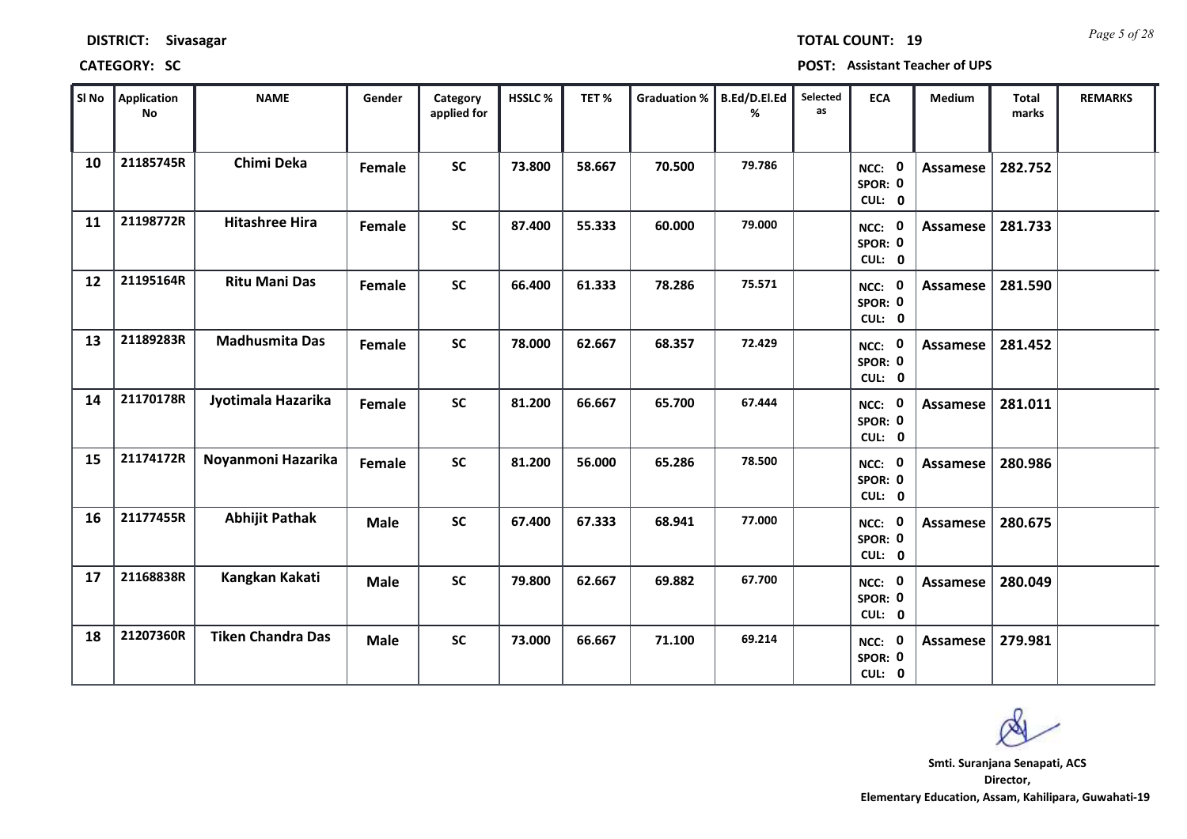**DISTRICT:** Sivasagar

**TOTAL COUNT:** 19

**CATEGORY:** SC

**POST:** Assistant Teacher of UPS

| Sl No | Application No | NAME | Gender | Category applied for | HSSLC % | TET % | Graduation % | B.Ed/D.El.Ed % | Selected as | ECA | Medium | Total marks | REMARKS |
|---|---|---|---|---|---|---|---|---|---|---|---|---|---|
| 10 | 21185745R | Chimi Deka | Female | SC | 73.800 | 58.667 | 70.500 | 79.786 | | NCC: 0 SPOR: 0 CUL: 0 | Assamese | 282.752 | |
| 11 | 21198772R | Hitashree Hira | Female | SC | 87.400 | 55.333 | 60.000 | 79.000 | | NCC: 0 SPOR: 0 CUL: 0 | Assamese | 281.733 | |
| 12 | 21195164R | Ritu Mani Das | Female | SC | 66.400 | 61.333 | 78.286 | 75.571 | | NCC: 0 SPOR: 0 CUL: 0 | Assamese | 281.590 | |
| 13 | 21189283R | Madhusmita Das | Female | SC | 78.000 | 62.667 | 68.357 | 72.429 | | NCC: 0 SPOR: 0 CUL: 0 | Assamese | 281.452 | |
| 14 | 21170178R | Jyotimala Hazarika | Female | SC | 81.200 | 66.667 | 65.700 | 67.444 | | NCC: 0 SPOR: 0 CUL: 0 | Assamese | 281.011 | |
| 15 | 21174172R | Noyanmoni Hazarika | Female | SC | 81.200 | 56.000 | 65.286 | 78.500 | | NCC: 0 SPOR: 0 CUL: 0 | Assamese | 280.986 | |
| 16 | 21177455R | Abhijit Pathak | Male | SC | 67.400 | 67.333 | 68.941 | 77.000 | | NCC: 0 SPOR: 0 CUL: 0 | Assamese | 280.675 | |
| 17 | 21168838R | Kangkan Kakati | Male | SC | 79.800 | 62.667 | 69.882 | 67.700 | | NCC: 0 SPOR: 0 CUL: 0 | Assamese | 280.049 | |
| 18 | 21207360R | Tiken Chandra Das | Male | SC | 73.000 | 66.667 | 71.100 | 69.214 | | NCC: 0 SPOR: 0 CUL: 0 | Assamese | 279.981 | |

**Smti. Suranjana Senapati, ACS**
**Director,**
**Elementary Education, Assam, Kahilipara, Guwahati-19**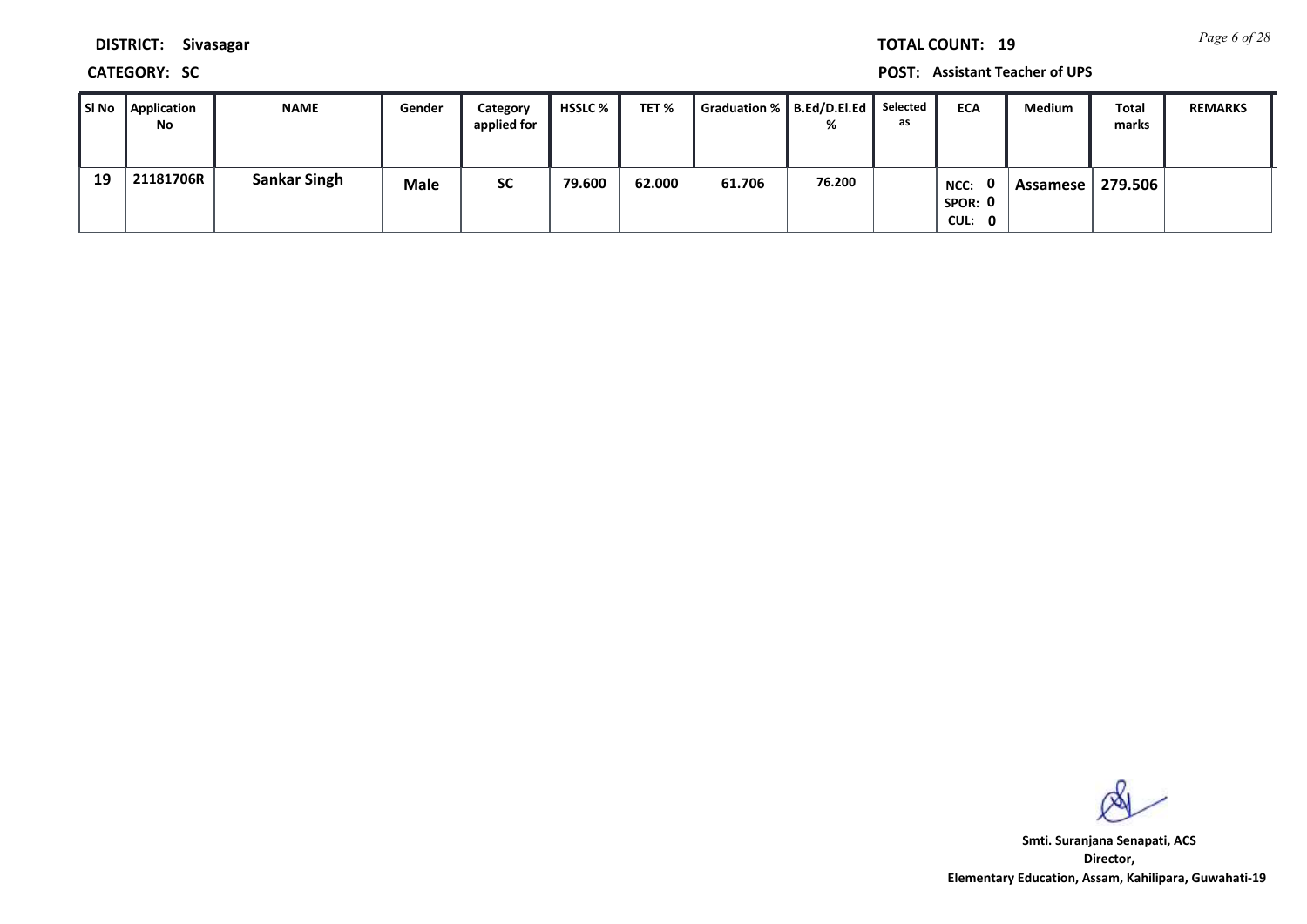**DISTRICT:** Sivasagar

**TOTAL COUNT:** 19

**CATEGORY:** SC

**POST:** Assistant Teacher of UPS

| Sl No | Application No | NAME | Gender | Category applied for | HSSLC % | TET % | Graduation % | B.Ed/D.El.Ed % | Selected as | ECA | Medium | Total marks | REMARKS |
|---|---|---|---|---|---|---|---|---|---|---|---|---|---|
| 19 | 21181706R | Sankar Singh | Male | SC | 79.600 | 62.000 | 61.706 | 76.200 | | NCC: 0 SPOR: 0 CUL: 0 | Assamese | 279.506 | |

**Smti. Suranjana Senapati, ACS**
**Director,**
**Elementary Education, Assam, Kahilipara, Guwahati-19**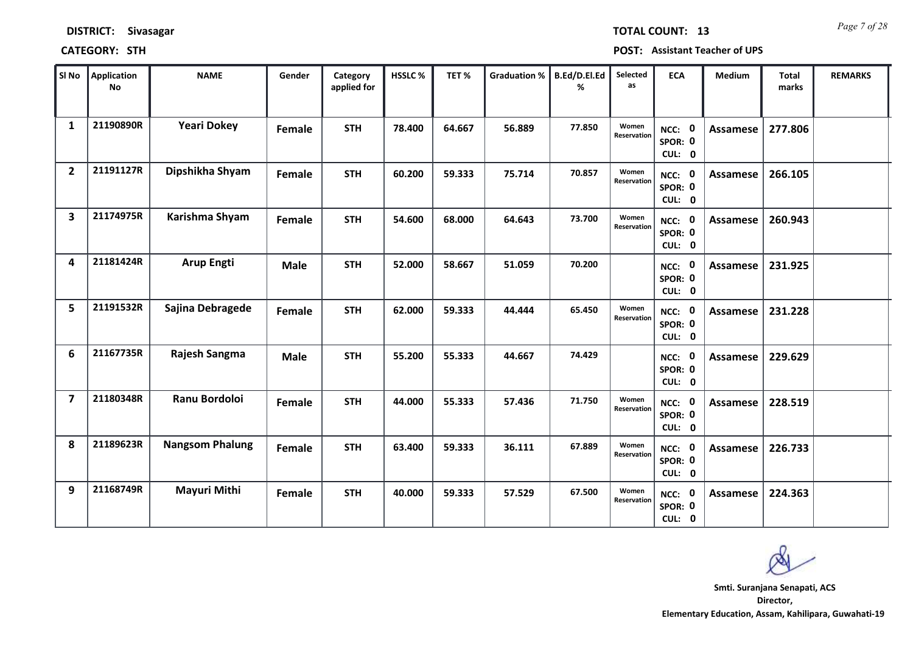**DISTRICT:** Sivasagar

**TOTAL COUNT:** 13

**CATEGORY:** STH

**POST:** Assistant Teacher of UPS

| Sl No | Application No | NAME | Gender | Category applied for | HSSLC % | TET % | Graduation % | B.Ed/D.El.Ed % | Selected as | ECA | Medium | Total marks | REMARKS |
|---|---|---|---|---|---|---|---|---|---|---|---|---|---|
| 1 | 21190890R | Yeari Dokey | Female | STH | 78.400 | 64.667 | 56.889 | 77.850 | Women Reservation | NCC: 0 SPOR: 0 CUL: 0 | Assamese | 277.806 | |
| 2 | 21191127R | Dipshikha Shyam | Female | STH | 60.200 | 59.333 | 75.714 | 70.857 | Women Reservation | NCC: 0 SPOR: 0 CUL: 0 | Assamese | 266.105 | |
| 3 | 21174975R | Karishma Shyam | Female | STH | 54.600 | 68.000 | 64.643 | 73.700 | Women Reservation | NCC: 0 SPOR: 0 CUL: 0 | Assamese | 260.943 | |
| 4 | 21181424R | Arup Engti | Male | STH | 52.000 | 58.667 | 51.059 | 70.200 | | NCC: 0 SPOR: 0 CUL: 0 | Assamese | 231.925 | |
| 5 | 21191532R | Sajina Debragede | Female | STH | 62.000 | 59.333 | 44.444 | 65.450 | Women Reservation | NCC: 0 SPOR: 0 CUL: 0 | Assamese | 231.228 | |
| 6 | 21167735R | Rajesh Sangma | Male | STH | 55.200 | 55.333 | 44.667 | 74.429 | | NCC: 0 SPOR: 0 CUL: 0 | Assamese | 229.629 | |
| 7 | 21180348R | Ranu Bordoloi | Female | STH | 44.000 | 55.333 | 57.436 | 71.750 | Women Reservation | NCC: 0 SPOR: 0 CUL: 0 | Assamese | 228.519 | |
| 8 | 21189623R | Nangsom Phalung | Female | STH | 63.400 | 59.333 | 36.111 | 67.889 | Women Reservation | NCC: 0 SPOR: 0 CUL: 0 | Assamese | 226.733 | |
| 9 | 21168749R | Mayuri Mithi | Female | STH | 40.000 | 59.333 | 57.529 | 67.500 | Women Reservation | NCC: 0 SPOR: 0 CUL: 0 | Assamese | 224.363 | |

**Smt. Suranjana Senapati, ACS**
**Director,**
**Elementary Education, Assam, Kahilipara, Guwahati-19**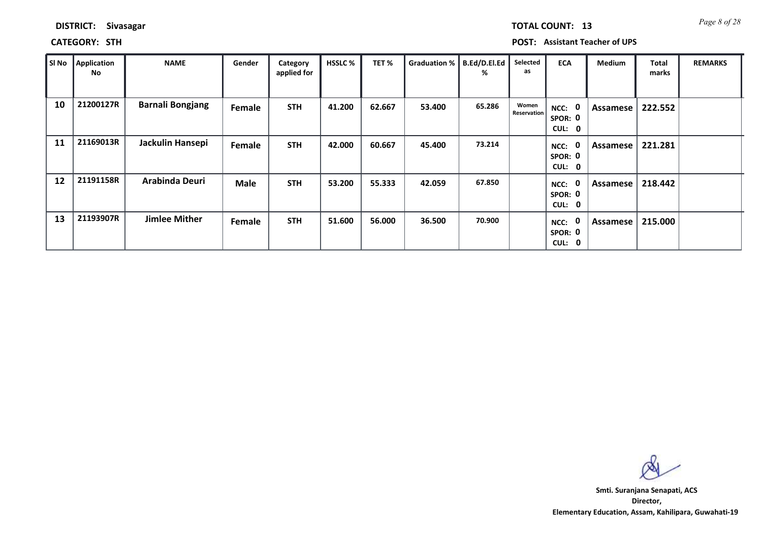**DISTRICT:** Sivasagar

**CATEGORY:** STH

**TOTAL COUNT:** 13

**POST:** Assistant Teacher of UPS

| Sl No | Application No | NAME | Gender | Category applied for | HSSLC % | TET % | Graduation % | B.Ed/D.El.Ed % | Selected as | ECA | Medium | Total marks | REMARKS |
|---|---|---|---|---|---|---|---|---|---|---|---|---|---|
| 10 | 21200127R | Barnali Bongjang | Female | STH | 41.200 | 62.667 | 53.400 | 65.286 | Women Reservation | NCC: 0 SPOR: 0 CUL: 0 | Assamese | 222.552 | |
| 11 | 21169013R | Jackulin Hansepi | Female | STH | 42.000 | 60.667 | 45.400 | 73.214 | | NCC: 0 SPOR: 0 CUL: 0 | Assamese | 221.281 | |
| 12 | 21191158R | Arabinda Deuri | Male | STH | 53.200 | 55.333 | 42.059 | 67.850 | | NCC: 0 SPOR: 0 CUL: 0 | Assamese | 218.442 | |
| 13 | 21193907R | Jimlee Mither | Female | STH | 51.600 | 56.000 | 36.500 | 70.900 | | NCC: 0 SPOR: 0 CUL: 0 | Assamese | 215.000 | |

**Smti. Suranjana Senapati, ACS**
**Director,**
**Elementary Education, Assam, Kahilipara, Guwahati-19**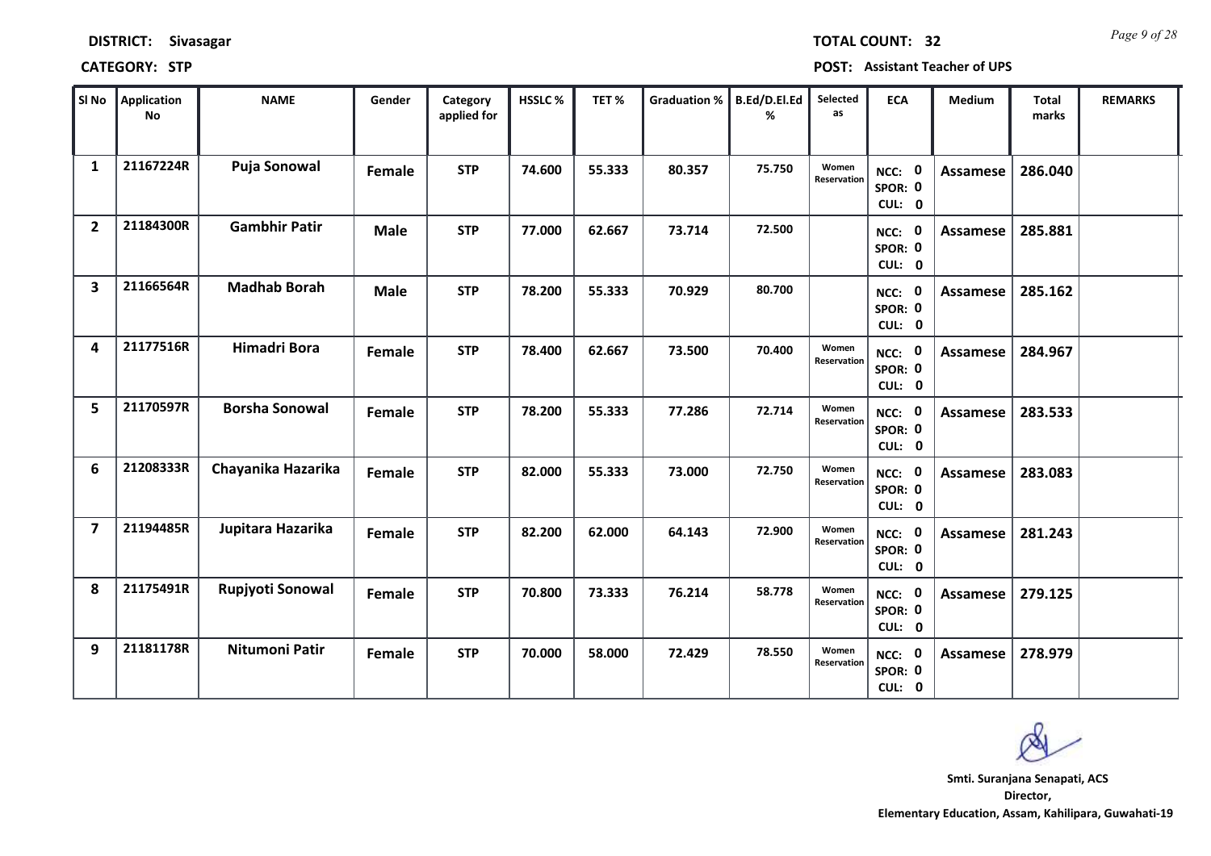**DISTRICT:** Sivasagar **TOTAL COUNT:** 32

**CATEGORY:** STP **POST:** Assistant Teacher of UPS

| Sl No | Application No | NAME | Gender | Category applied for | HSSLC % | TET % | Graduation % | B.Ed/D.El.Ed % | Selected as | ECA | Medium | Total marks | REMARKS |
|---|---|---|---|---|---|---|---|---|---|---|---|---|---|
| 1 | 21167224R | Puja Sonowal | Female | STP | 74.600 | 55.333 | 80.357 | 75.750 | Women Reservation | NCC: 0 SPOR: 0 CUL: 0 | Assamese | 286.040 | |
| 2 | 21184300R | Gambhir Patir | Male | STP | 77.000 | 62.667 | 73.714 | 72.500 | | NCC: 0 SPOR: 0 CUL: 0 | Assamese | 285.881 | |
| 3 | 21166564R | Madhab Borah | Male | STP | 78.200 | 55.333 | 70.929 | 80.700 | | NCC: 0 SPOR: 0 CUL: 0 | Assamese | 285.162 | |
| 4 | 21177516R | Himadri Bora | Female | STP | 78.400 | 62.667 | 73.500 | 70.400 | Women Reservation | NCC: 0 SPOR: 0 CUL: 0 | Assamese | 284.967 | |
| 5 | 21170597R | Borsha Sonowal | Female | STP | 78.200 | 55.333 | 77.286 | 72.714 | Women Reservation | NCC: 0 SPOR: 0 CUL: 0 | Assamese | 283.533 | |
| 6 | 21208333R | Chayanika Hazarika | Female | STP | 82.000 | 55.333 | 73.000 | 72.750 | Women Reservation | NCC: 0 SPOR: 0 CUL: 0 | Assamese | 283.083 | |
| 7 | 21194485R | Jupitara Hazarika | Female | STP | 82.200 | 62.000 | 64.143 | 72.900 | Women Reservation | NCC: 0 SPOR: 0 CUL: 0 | Assamese | 281.243 | |
| 8 | 21175491R | Rupjyoti Sonowal | Female | STP | 70.800 | 73.333 | 76.214 | 58.778 | Women Reservation | NCC: 0 SPOR: 0 CUL: 0 | Assamese | 279.125 | |
| 9 | 21181178R | Nitumoni Patir | Female | STP | 70.000 | 58.000 | 72.429 | 78.550 | Women Reservation | NCC: 0 SPOR: 0 CUL: 0 | Assamese | 278.979 | |

**Smt. Suranjana Senapati, ACS**
**Director,**
**Elementary Education, Assam, Kahilipara, Guwahati-19**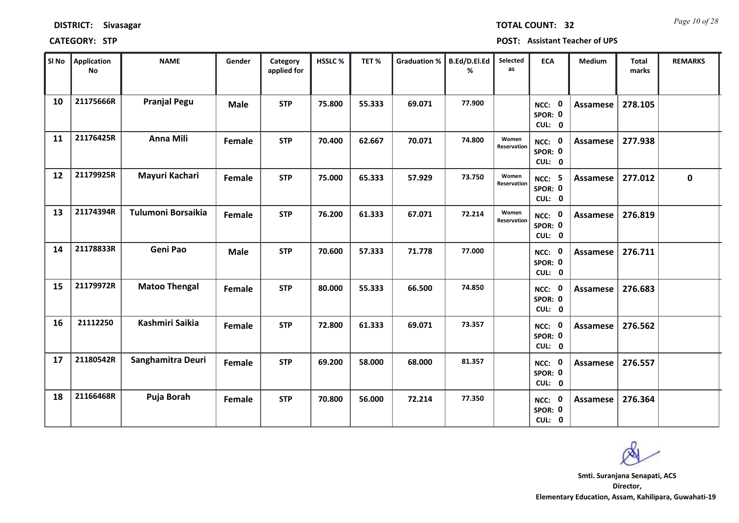**DISTRICT:** Sivasagar **TOTAL COUNT:** 32

**CATEGORY:** STP **POST:** Assistant Teacher of UPS

| Sl No | Application No | NAME | Gender | Category applied for | HSSLC % | TET % | Graduation % | B.Ed/D.El.Ed % | Selected as | ECA | Medium | Total marks | REMARKS |
|---|---|---|---|---|---|---|---|---|---|---|---|---|---|
| 10 | 21175666R | Pranjal Pegu | Male | STP | 75.800 | 55.333 | 69.071 | 77.900 | | NCC: 0 SPOR: 0 CUL: 0 | Assamese | 278.105 | |
| 11 | 21176425R | Anna Mili | Female | STP | 70.400 | 62.667 | 70.071 | 74.800 | Women Reservation | NCC: 0 SPOR: 0 CUL: 0 | Assamese | 277.938 | |
| 12 | 21179925R | Mayuri Kachari | Female | STP | 75.000 | 65.333 | 57.929 | 73.750 | Women Reservation | NCC: 5 SPOR: 0 CUL: 0 | Assamese | 277.012 | 0 |
| 13 | 21174394R | Tulumoni Borsaikia | Female | STP | 76.200 | 61.333 | 67.071 | 72.214 | Women Reservation | NCC: 0 SPOR: 0 CUL: 0 | Assamese | 276.819 | |
| 14 | 21178833R | Geni Pao | Male | STP | 70.600 | 57.333 | 71.778 | 77.000 | | NCC: 0 SPOR: 0 CUL: 0 | Assamese | 276.711 | |
| 15 | 21179972R | Matoo Thengal | Female | STP | 80.000 | 55.333 | 66.500 | 74.850 | | NCC: 0 SPOR: 0 CUL: 0 | Assamese | 276.683 | |
| 16 | 21112250 | Kashmiri Saikia | Female | STP | 72.800 | 61.333 | 69.071 | 73.357 | | NCC: 0 SPOR: 0 CUL: 0 | Assamese | 276.562 | |
| 17 | 21180542R | Sanghamitra Deuri | Female | STP | 69.200 | 58.000 | 68.000 | 81.357 | | NCC: 0 SPOR: 0 CUL: 0 | Assamese | 276.557 | |
| 18 | 21166468R | Puja Borah | Female | STP | 70.800 | 56.000 | 72.214 | 77.350 | | NCC: 0 SPOR: 0 CUL: 0 | Assamese | 276.364 | |

**Smt. Suranjana Senapati, ACS**
**Director,**
**Elementary Education, Assam, Kahilipara, Guwahati-19**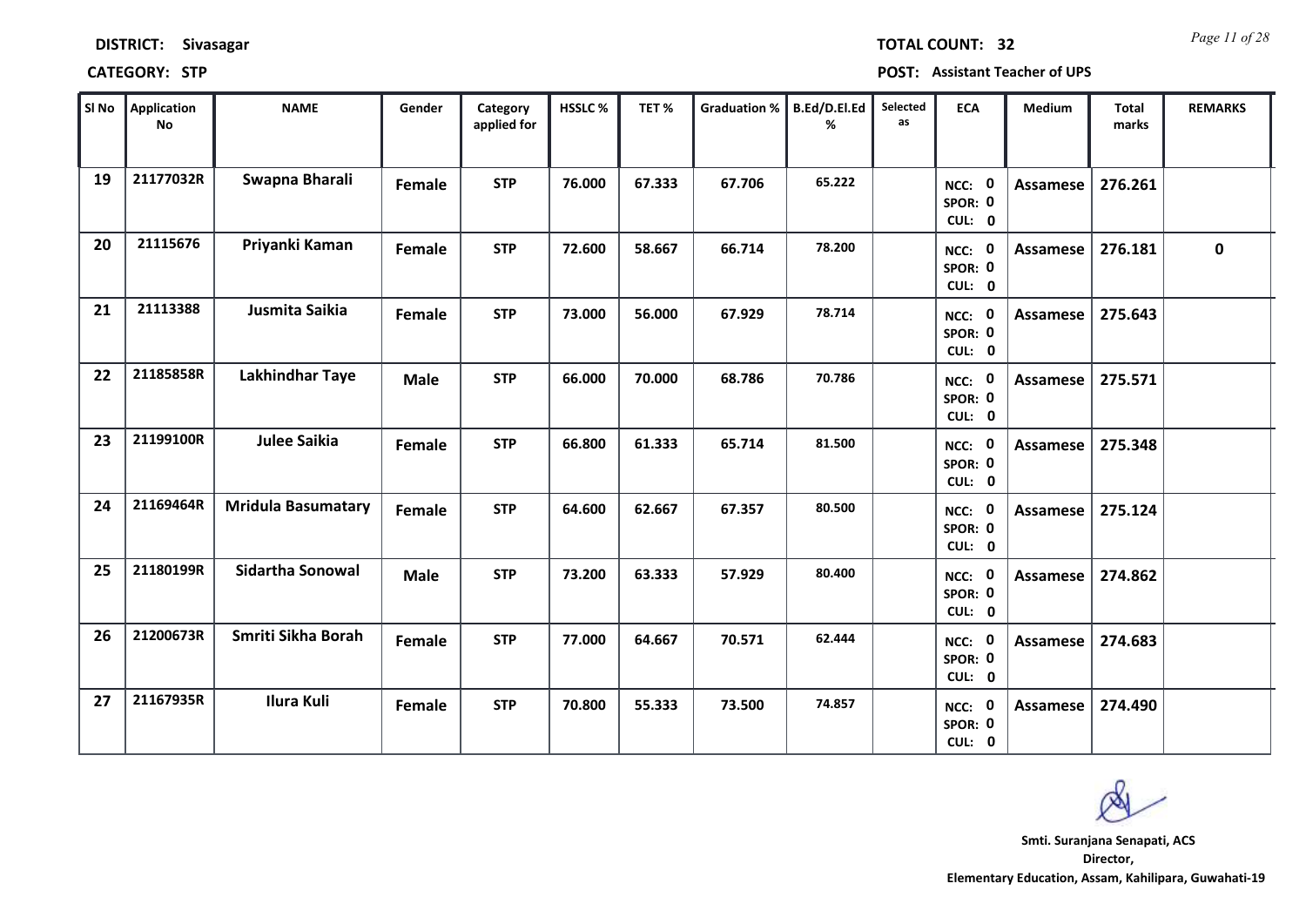**DISTRICT:** Sivasagar

**TOTAL COUNT:** 32

**CATEGORY:** STP

**POST:** Assistant Teacher of UPS

| Sl No | Application No | NAME | Gender | Category applied for | HSSLC % | TET % | Graduation % | B.Ed/D.El.Ed % | Selected as | ECA | Medium | Total marks | REMARKS |
|---|---|---|---|---|---|---|---|---|---|---|---|---|---|
| 19 | 21177032R | Swapna Bharali | Female | STP | 76.000 | 67.333 | 67.706 | 65.222 | | NCC: 0 SPOR: 0 CUL: 0 | Assamese | 276.261 | |
| 20 | 21115676 | Priyanki Kaman | Female | STP | 72.600 | 58.667 | 66.714 | 78.200 | | NCC: 0 SPOR: 0 CUL: 0 | Assamese | 276.181 | 0 |
| 21 | 21113388 | Jusmita Saikia | Female | STP | 73.000 | 56.000 | 67.929 | 78.714 | | NCC: 0 SPOR: 0 CUL: 0 | Assamese | 275.643 | |
| 22 | 21185858R | Lakhindhar Taye | Male | STP | 66.000 | 70.000 | 68.786 | 70.786 | | NCC: 0 SPOR: 0 CUL: 0 | Assamese | 275.571 | |
| 23 | 21199100R | Julee Saikia | Female | STP | 66.800 | 61.333 | 65.714 | 81.500 | | NCC: 0 SPOR: 0 CUL: 0 | Assamese | 275.348 | |
| 24 | 21169464R | Mridula Basumatary | Female | STP | 64.600 | 62.667 | 67.357 | 80.500 | | NCC: 0 SPOR: 0 CUL: 0 | Assamese | 275.124 | |
| 25 | 21180199R | Sidartha Sonowal | Male | STP | 73.200 | 63.333 | 57.929 | 80.400 | | NCC: 0 SPOR: 0 CUL: 0 | Assamese | 274.862 | |
| 26 | 21200673R | Smriti Sikha Borah | Female | STP | 77.000 | 64.667 | 70.571 | 62.444 | | NCC: 0 SPOR: 0 CUL: 0 | Assamese | 274.683 | |
| 27 | 21167935R | Ilura Kuli | Female | STP | 70.800 | 55.333 | 73.500 | 74.857 | | NCC: 0 SPOR: 0 CUL: 0 | Assamese | 274.490 | |

**Smti. Suranjana Senapati, ACS**
**Director,**
**Elementary Education, Assam, Kahilipara, Guwahati-19**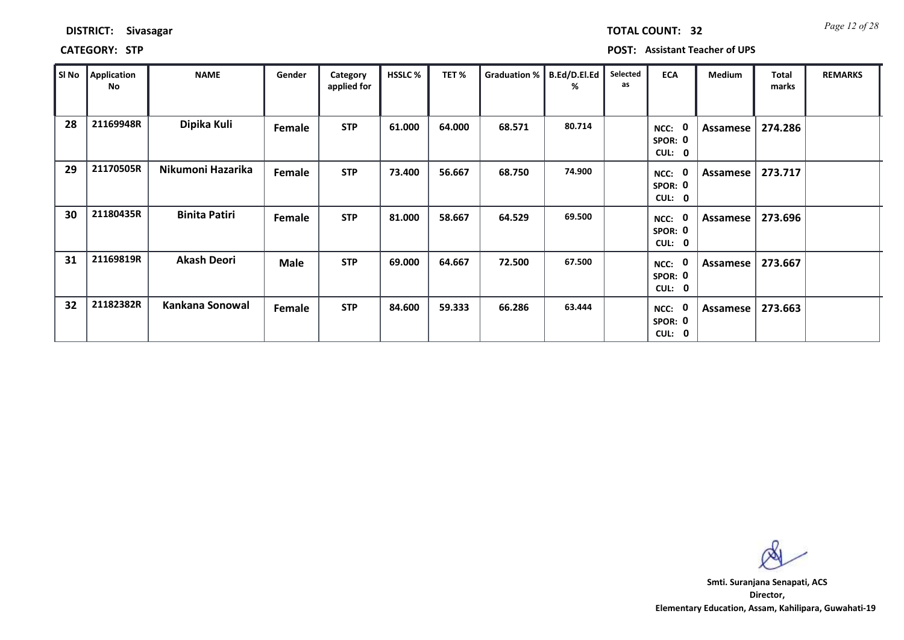**DISTRICT:** Sivasagar

**TOTAL COUNT:** 32

**CATEGORY:** STP

**POST:** Assistant Teacher of UPS

| Sl No | Application No | NAME | Gender | Category applied for | HSSLC % | TET % | Graduation % | B.Ed/D.El.Ed % | Selected as | ECA | Medium | Total marks | REMARKS |
|---|---|---|---|---|---|---|---|---|---|---|---|---|---|
| 28 | 21169948R | Dipika Kuli | Female | STP | 61.000 | 64.000 | 68.571 | 80.714 | | NCC: 0 SPOR: 0 CUL: 0 | Assamese | 274.286 | |
| 29 | 21170505R | Nikumoni Hazarika | Female | STP | 73.400 | 56.667 | 68.750 | 74.900 | | NCC: 0 SPOR: 0 CUL: 0 | Assamese | 273.717 | |
| 30 | 21180435R | Binita Patiri | Female | STP | 81.000 | 58.667 | 64.529 | 69.500 | | NCC: 0 SPOR: 0 CUL: 0 | Assamese | 273.696 | |
| 31 | 21169819R | Akash Deori | Male | STP | 69.000 | 64.667 | 72.500 | 67.500 | | NCC: 0 SPOR: 0 CUL: 0 | Assamese | 273.667 | |
| 32 | 21182382R | Kankana Sonowal | Female | STP | 84.600 | 59.333 | 66.286 | 63.444 | | NCC: 0 SPOR: 0 CUL: 0 | Assamese | 273.663 | |

**Smti. Suranjana Senapati, ACS**
**Director,**
**Elementary Education, Assam, Kahilipara, Guwahati-19**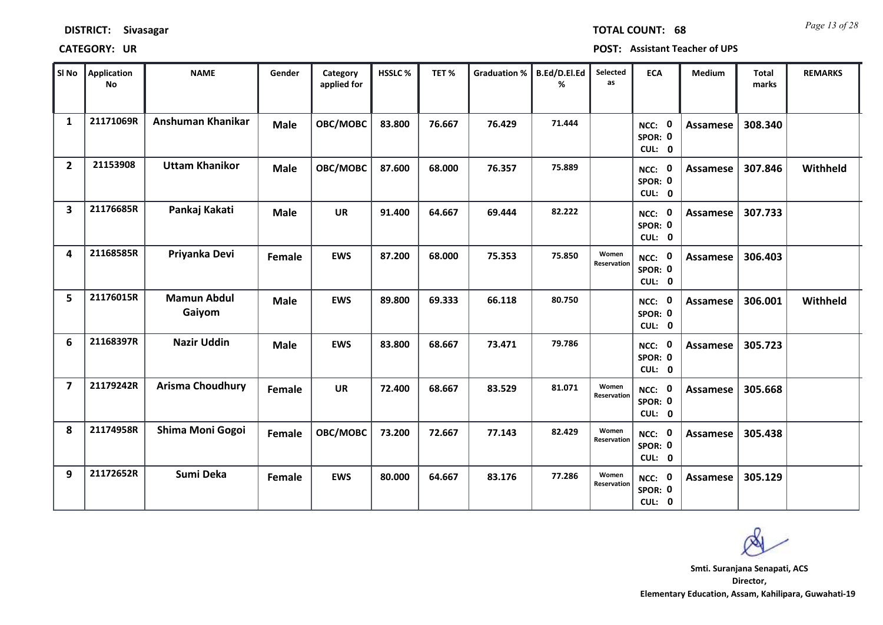**DISTRICT:** Sivasagar

**TOTAL COUNT:** 68

**CATEGORY:** UR

**POST:** Assistant Teacher of UPS

| Sl No | Application No | NAME | Gender | Category applied for | HSSLC % | TET % | Graduation % | B.Ed/D.El.Ed % | Selected as | ECA | Medium | Total marks | REMARKS |
|---|---|---|---|---|---|---|---|---|---|---|---|---|---|
| 1 | 21171069R | Anshuman Khanikar | Male | OBC/MOBC | 83.800 | 76.667 | 76.429 | 71.444 | | NCC: 0 SPOR: 0 CUL: 0 | Assamese | 308.340 | |
| 2 | 21153908 | Uttam Khanikor | Male | OBC/MOBC | 87.600 | 68.000 | 76.357 | 75.889 | | NCC: 0 SPOR: 0 CUL: 0 | Assamese | 307.846 | Withheld |
| 3 | 21176685R | Pankaj Kakati | Male | UR | 91.400 | 64.667 | 69.444 | 82.222 | | NCC: 0 SPOR: 0 CUL: 0 | Assamese | 307.733 | |
| 4 | 21168585R | Priyanka Devi | Female | EWS | 87.200 | 68.000 | 75.353 | 75.850 | Women Reservation | NCC: 0 SPOR: 0 CUL: 0 | Assamese | 306.403 | |
| 5 | 21176015R | Mamun Abdul Gaiyom | Male | EWS | 89.800 | 69.333 | 66.118 | 80.750 | | NCC: 0 SPOR: 0 CUL: 0 | Assamese | 306.001 | Withheld |
| 6 | 21168397R | Nazir Uddin | Male | EWS | 83.800 | 68.667 | 73.471 | 79.786 | | NCC: 0 SPOR: 0 CUL: 0 | Assamese | 305.723 | |
| 7 | 21179242R | Arisma Choudhury | Female | UR | 72.400 | 68.667 | 83.529 | 81.071 | Women Reservation | NCC: 0 SPOR: 0 CUL: 0 | Assamese | 305.668 | |
| 8 | 21174958R | Shima Moni Gogoi | Female | OBC/MOBC | 73.200 | 72.667 | 77.143 | 82.429 | Women Reservation | NCC: 0 SPOR: 0 CUL: 0 | Assamese | 305.438 | |
| 9 | 21172652R | Sumi Deka | Female | EWS | 80.000 | 64.667 | 83.176 | 77.286 | Women Reservation | NCC: 0 SPOR: 0 CUL: 0 | Assamese | 305.129 | |

**Smti. Suranjana Senapati, ACS**
**Director,**
**Elementary Education, Assam, Kahilipara, Guwahati-19**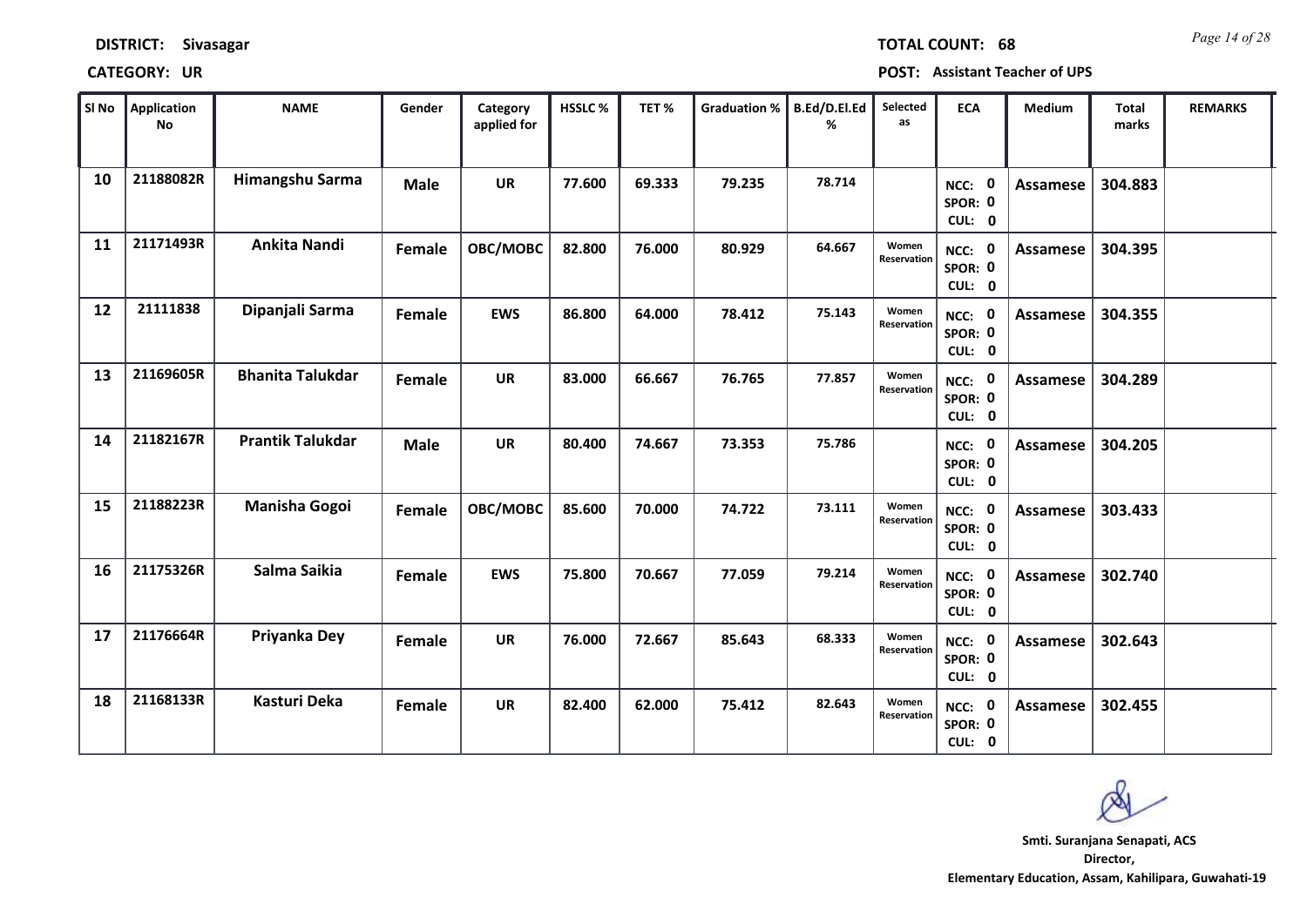**DISTRICT: Sivasagar** **TOTAL COUNT: 68**

**CATEGORY: UR** **POST: Assistant Teacher of UPS**

| Sl No | Application No | NAME | Gender | Category applied for | HSSLC % | TET % | Graduation % | B.Ed/D.El.Ed % | Selected as | ECA | Medium | Total marks | REMARKS |
|---|---|---|---|---|---|---|---|---|---|---|---|---|---|
| 10 | 21188082R | Himangshu Sarma | Male | UR | 77.600 | 69.333 | 79.235 | 78.714 | | NCC: 0 SPOR: 0 CUL: 0 | Assamese | 304.883 | |
| 11 | 21171493R | Ankita Nandi | Female | OBC/MOBC | 82.800 | 76.000 | 80.929 | 64.667 | Women Reservation | NCC: 0 SPOR: 0 CUL: 0 | Assamese | 304.395 | |
| 12 | 21111838 | Dipanjali Sarma | Female | EWS | 86.800 | 64.000 | 78.412 | 75.143 | Women Reservation | NCC: 0 SPOR: 0 CUL: 0 | Assamese | 304.355 | |
| 13 | 21169605R | Bhanita Talukdar | Female | UR | 83.000 | 66.667 | 76.765 | 77.857 | Women Reservation | NCC: 0 SPOR: 0 CUL: 0 | Assamese | 304.289 | |
| 14 | 21182167R | Prantik Talukdar | Male | UR | 80.400 | 74.667 | 73.353 | 75.786 | | NCC: 0 SPOR: 0 CUL: 0 | Assamese | 304.205 | |
| 15 | 21188223R | Manisha Gogoi | Female | OBC/MOBC | 85.600 | 70.000 | 74.722 | 73.111 | Women Reservation | NCC: 0 SPOR: 0 CUL: 0 | Assamese | 303.433 | |
| 16 | 21175326R | Salma Saikia | Female | EWS | 75.800 | 70.667 | 77.059 | 79.214 | Women Reservation | NCC: 0 SPOR: 0 CUL: 0 | Assamese | 302.740 | |
| 17 | 21176664R | Priyanka Dey | Female | UR | 76.000 | 72.667 | 85.643 | 68.333 | Women Reservation | NCC: 0 SPOR: 0 CUL: 0 | Assamese | 302.643 | |
| 18 | 21168133R | Kasturi Deka | Female | UR | 82.400 | 62.000 | 75.412 | 82.643 | Women Reservation | NCC: 0 SPOR: 0 CUL: 0 | Assamese | 302.455 | |

**Smti. Suranjana Senapati, ACS**
**Director,**
**Elementary Education, Assam, Kahilipara, Guwahati-19**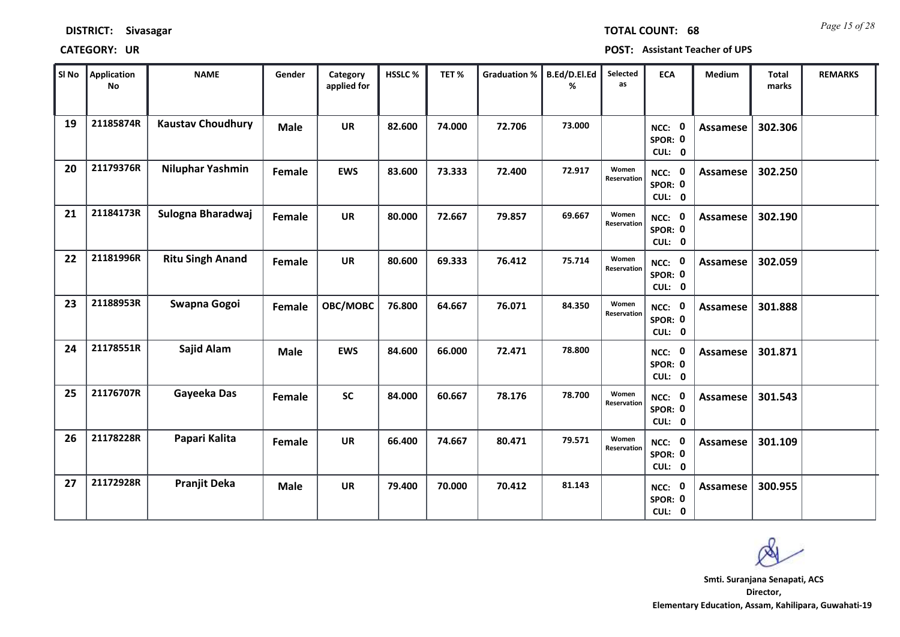**DISTRICT:** Sivasagar

**TOTAL COUNT:** 68

**CATEGORY:** UR

**POST:** Assistant Teacher of UPS

| Sl No | Application No | NAME | Gender | Category applied for | HSSLC % | TET % | Graduation % | B.Ed/D.El.Ed % | Selected as | ECA | Medium | Total marks | REMARKS |
|---|---|---|---|---|---|---|---|---|---|---|---|---|---|
| 19 | 21185874R | Kaustav Choudhury | Male | UR | 82.600 | 74.000 | 72.706 | 73.000 | | NCC: 0 SPOR: 0 CUL: 0 | Assamese | 302.306 | |
| 20 | 21179376R | Niluphar Yashmin | Female | EWS | 83.600 | 73.333 | 72.400 | 72.917 | Women Reservation | NCC: 0 SPOR: 0 CUL: 0 | Assamese | 302.250 | |
| 21 | 21184173R | Sulogna Bharadwaj | Female | UR | 80.000 | 72.667 | 79.857 | 69.667 | Women Reservation | NCC: 0 SPOR: 0 CUL: 0 | Assamese | 302.190 | |
| 22 | 21181996R | Ritu Singh Anand | Female | UR | 80.600 | 69.333 | 76.412 | 75.714 | Women Reservation | NCC: 0 SPOR: 0 CUL: 0 | Assamese | 302.059 | |
| 23 | 21188953R | Swapna Gogoi | Female | OBC/MOBC | 76.800 | 64.667 | 76.071 | 84.350 | Women Reservation | NCC: 0 SPOR: 0 CUL: 0 | Assamese | 301.888 | |
| 24 | 21178551R | Sajid Alam | Male | EWS | 84.600 | 66.000 | 72.471 | 78.800 | | NCC: 0 SPOR: 0 CUL: 0 | Assamese | 301.871 | |
| 25 | 21176707R | Gayeeka Das | Female | SC | 84.000 | 60.667 | 78.176 | 78.700 | Women Reservation | NCC: 0 SPOR: 0 CUL: 0 | Assamese | 301.543 | |
| 26 | 21178228R | Papari Kalita | Female | UR | 66.400 | 74.667 | 80.471 | 79.571 | Women Reservation | NCC: 0 SPOR: 0 CUL: 0 | Assamese | 301.109 | |
| 27 | 21172928R | Pranjit Deka | Male | UR | 79.400 | 70.000 | 70.412 | 81.143 | | NCC: 0 SPOR: 0 CUL: 0 | Assamese | 300.955 | |

**Smt. Suranjana Senapati, ACS**
**Director,**
**Elementary Education, Assam, Kahilipara, Guwahati-19**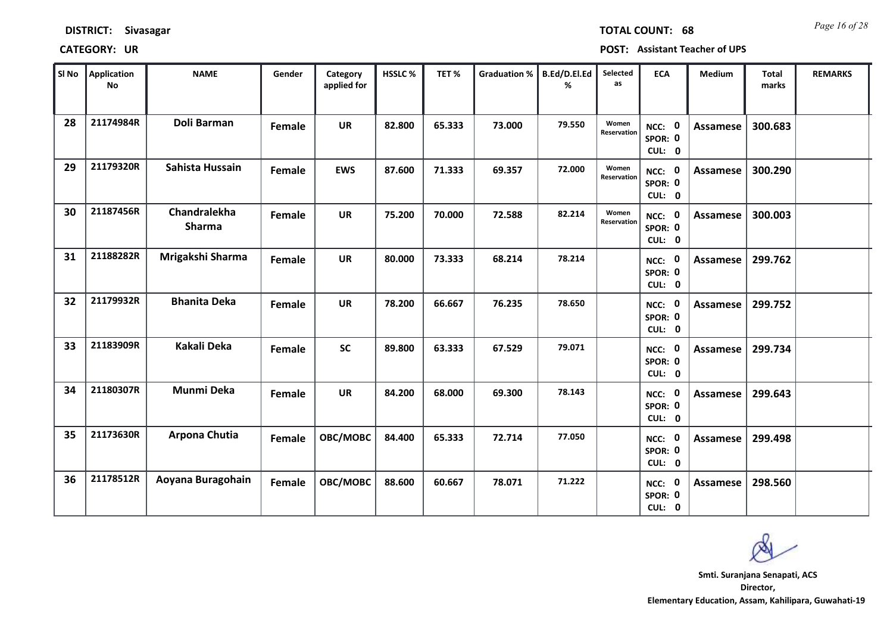**DISTRICT:** Sivasagar **TOTAL COUNT:** 68

**CATEGORY:** UR **POST:** Assistant Teacher of UPS

| Sl No | Application No | NAME | Gender | Category applied for | HSSLC % | TET % | Graduation % | B.Ed/D.El.Ed % | Selected as | ECA | Medium | Total marks | REMARKS |
|---|---|---|---|---|---|---|---|---|---|---|---|---|---|
| 28 | 21174984R | Doli Barman | Female | UR | 82.800 | 65.333 | 73.000 | 79.550 | Women Reservation | NCC: 0 SPOR: 0 CUL: 0 | Assamese | 300.683 | |
| 29 | 21179320R | Sahista Hussain | Female | EWS | 87.600 | 71.333 | 69.357 | 72.000 | Women Reservation | NCC: 0 SPOR: 0 CUL: 0 | Assamese | 300.290 | |
| 30 | 21187456R | Chandralekha Sharma | Female | UR | 75.200 | 70.000 | 72.588 | 82.214 | Women Reservation | NCC: 0 SPOR: 0 CUL: 0 | Assamese | 300.003 | |
| 31 | 21188282R | Mrigakshi Sharma | Female | UR | 80.000 | 73.333 | 68.214 | 78.214 | | NCC: 0 SPOR: 0 CUL: 0 | Assamese | 299.762 | |
| 32 | 21179932R | Bhanita Deka | Female | UR | 78.200 | 66.667 | 76.235 | 78.650 | | NCC: 0 SPOR: 0 CUL: 0 | Assamese | 299.752 | |
| 33 | 21183909R | Kakali Deka | Female | SC | 89.800 | 63.333 | 67.529 | 79.071 | | NCC: 0 SPOR: 0 CUL: 0 | Assamese | 299.734 | |
| 34 | 21180307R | Munmi Deka | Female | UR | 84.200 | 68.000 | 69.300 | 78.143 | | NCC: 0 SPOR: 0 CUL: 0 | Assamese | 299.643 | |
| 35 | 21173630R | Arpona Chutia | Female | OBC/MOBC | 84.400 | 65.333 | 72.714 | 77.050 | | NCC: 0 SPOR: 0 CUL: 0 | Assamese | 299.498 | |
| 36 | 21178512R | Aoyana Buragohain | Female | OBC/MOBC | 88.600 | 60.667 | 78.071 | 71.222 | | NCC: 0 SPOR: 0 CUL: 0 | Assamese | 298.560 | |

**Smti. Suranjana Senapati, ACS**
**Director,**
**Elementary Education, Assam, Kahilipara, Guwahati-19**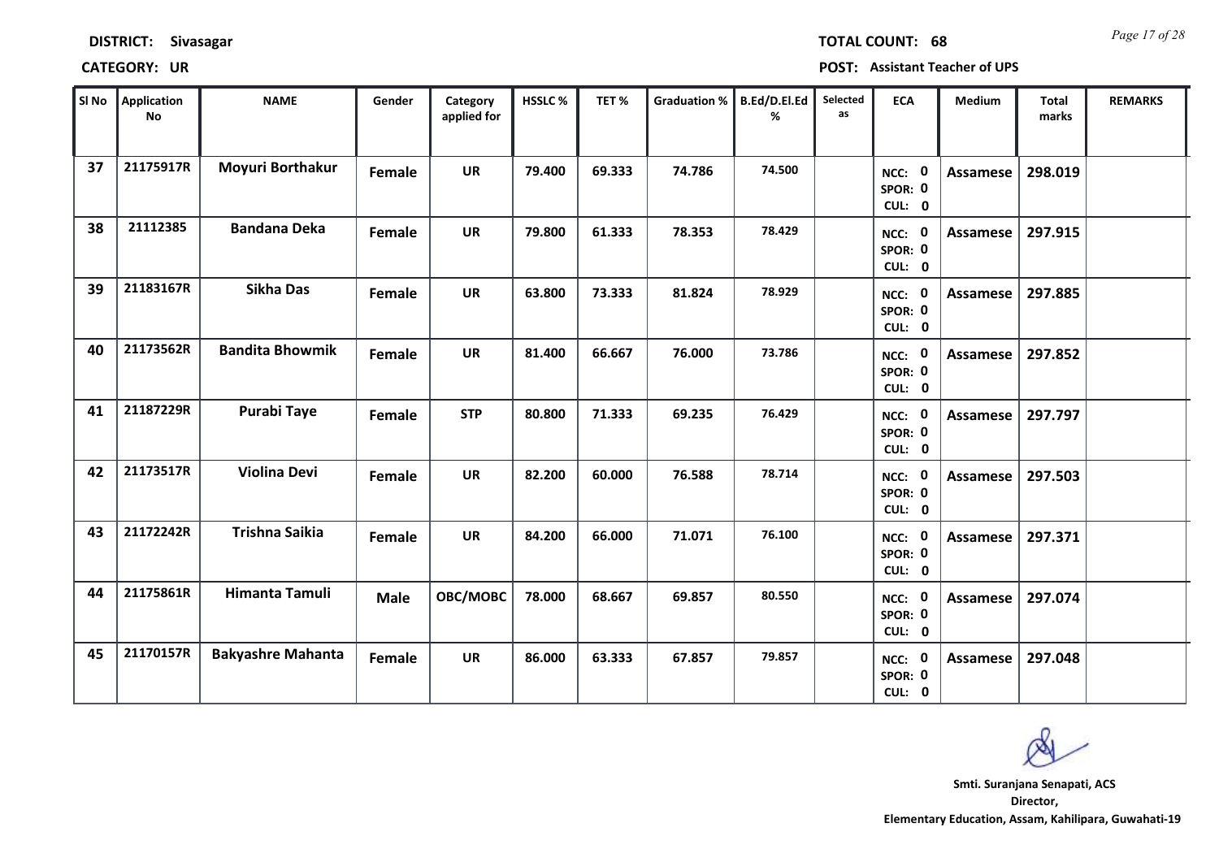**DISTRICT: Sivasagar** **TOTAL COUNT: 68**

**CATEGORY: UR** **POST: Assistant Teacher of UPS**

| Sl No | Application No | NAME | Gender | Category applied for | HSSLC % | TET % | Graduation % | B.Ed/D.El.Ed % | Selected as | ECA | Medium | Total marks | REMARKS |
|---|---|---|---|---|---|---|---|---|---|---|---|---|---|
| 37 | 21175917R | Moyuri Borthakur | Female | UR | 79.400 | 69.333 | 74.786 | 74.500 | | NCC: 0 SPOR: 0 CUL: 0 | Assamese | 298.019 | |
| 38 | 21112385 | Bandana Deka | Female | UR | 79.800 | 61.333 | 78.353 | 78.429 | | NCC: 0 SPOR: 0 CUL: 0 | Assamese | 297.915 | |
| 39 | 21183167R | Sikha Das | Female | UR | 63.800 | 73.333 | 81.824 | 78.929 | | NCC: 0 SPOR: 0 CUL: 0 | Assamese | 297.885 | |
| 40 | 21173562R | Bandita Bhowmik | Female | UR | 81.400 | 66.667 | 76.000 | 73.786 | | NCC: 0 SPOR: 0 CUL: 0 | Assamese | 297.852 | |
| 41 | 21187229R | Purabi Taye | Female | STP | 80.800 | 71.333 | 69.235 | 76.429 | | NCC: 0 SPOR: 0 CUL: 0 | Assamese | 297.797 | |
| 42 | 21173517R | Violina Devi | Female | UR | 82.200 | 60.000 | 76.588 | 78.714 | | NCC: 0 SPOR: 0 CUL: 0 | Assamese | 297.503 | |
| 43 | 21172242R | Trishna Saikia | Female | UR | 84.200 | 66.000 | 71.071 | 76.100 | | NCC: 0 SPOR: 0 CUL: 0 | Assamese | 297.371 | |
| 44 | 21175861R | Himanta Tamuli | Male | OBC/MOBC | 78.000 | 68.667 | 69.857 | 80.550 | | NCC: 0 SPOR: 0 CUL: 0 | Assamese | 297.074 | |
| 45 | 21170157R | Bakyashre Mahanta | Female | UR | 86.000 | 63.333 | 67.857 | 79.857 | | NCC: 0 SPOR: 0 CUL: 0 | Assamese | 297.048 | |

**Smti. Suranjana Senapati, ACS**
**Director,**
**Elementary Education, Assam, Kahilipara, Guwahati-19**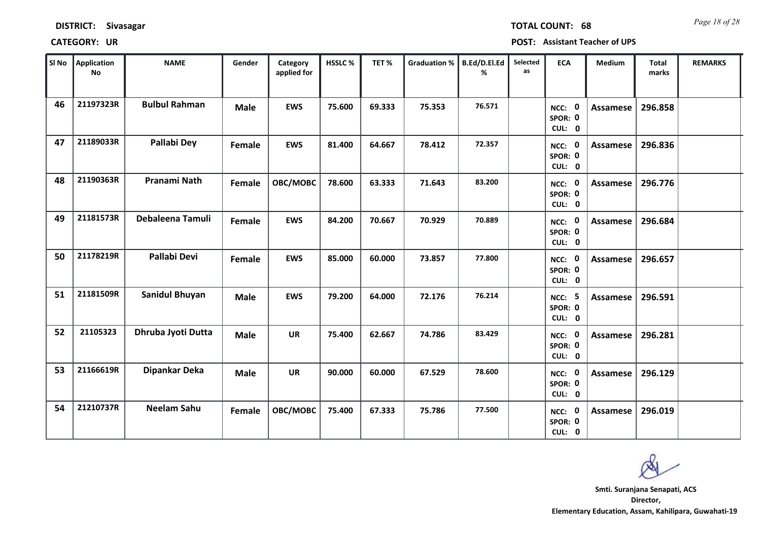**DISTRICT: Sivasagar** **TOTAL COUNT: 68**

**CATEGORY: UR** **POST: Assistant Teacher of UPS**

| Sl No | Application No | NAME | Gender | Category applied for | HSSLC % | TET % | Graduation % | B.Ed/D.El.Ed % | Selected as | ECA | Medium | Total marks | REMARKS |
|---|---|---|---|---|---|---|---|---|---|---|---|---|---|
| 46 | 21197323R | Bulbul Rahman | Male | EWS | 75.600 | 69.333 | 75.353 | 76.571 | | NCC: 0 SPOR: 0 CUL: 0 | Assamese | 296.858 | |
| 47 | 21189033R | Pallabi Dey | Female | EWS | 81.400 | 64.667 | 78.412 | 72.357 | | NCC: 0 SPOR: 0 CUL: 0 | Assamese | 296.836 | |
| 48 | 21190363R | Pranami Nath | Female | OBC/MOBC | 78.600 | 63.333 | 71.643 | 83.200 | | NCC: 0 SPOR: 0 CUL: 0 | Assamese | 296.776 | |
| 49 | 21181573R | Debaleena Tamuli | Female | EWS | 84.200 | 70.667 | 70.929 | 70.889 | | NCC: 0 SPOR: 0 CUL: 0 | Assamese | 296.684 | |
| 50 | 21178219R | Pallabi Devi | Female | EWS | 85.000 | 60.000 | 73.857 | 77.800 | | NCC: 0 SPOR: 0 CUL: 0 | Assamese | 296.657 | |
| 51 | 21181509R | Sanidul Bhuyan | Male | EWS | 79.200 | 64.000 | 72.176 | 76.214 | | NCC: 5 SPOR: 0 CUL: 0 | Assamese | 296.591 | |
| 52 | 21105323 | Dhruba Jyoti Dutta | Male | UR | 75.400 | 62.667 | 74.786 | 83.429 | | NCC: 0 SPOR: 0 CUL: 0 | Assamese | 296.281 | |
| 53 | 21166619R | Dipankar Deka | Male | UR | 90.000 | 60.000 | 67.529 | 78.600 | | NCC: 0 SPOR: 0 CUL: 0 | Assamese | 296.129 | |
| 54 | 21210737R | Neelam Sahu | Female | OBC/MOBC | 75.400 | 67.333 | 75.786 | 77.500 | | NCC: 0 SPOR: 0 CUL: 0 | Assamese | 296.019 | |

**Smti. Suranjana Senapati, ACS**
**Director,**
**Elementary Education, Assam, Kahilipara, Guwahati-19**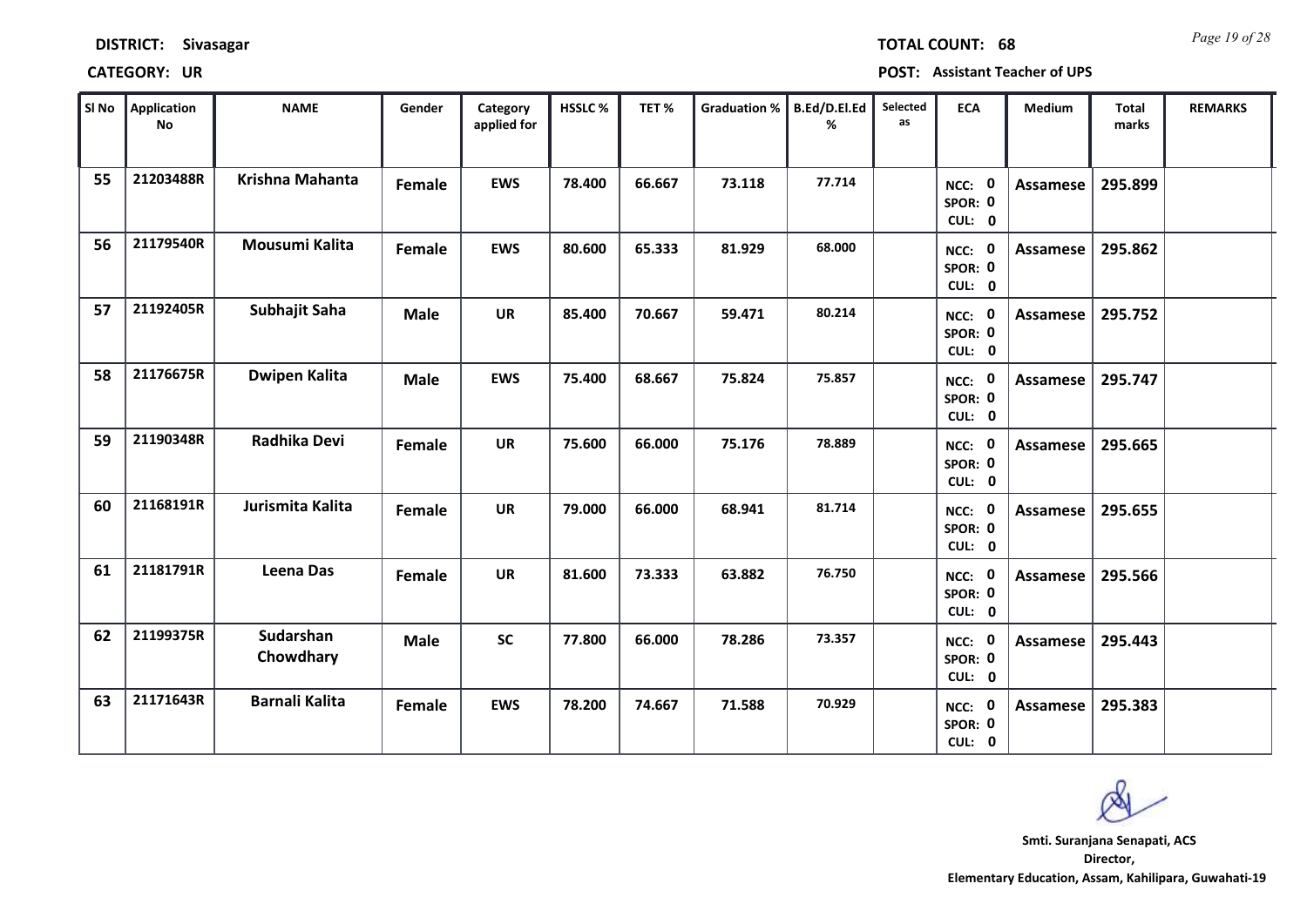**DISTRICT:** Sivasagar **TOTAL COUNT:** 68

**CATEGORY:** UR **POST:** Assistant Teacher of UPS

| Sl No | Application No | NAME | Gender | Category applied for | HSSLC % | TET % | Graduation % | B.Ed/D.El.Ed % | Selected as | ECA | Medium | Total marks | REMARKS |
|---|---|---|---|---|---|---|---|---|---|---|---|---|---|
| 55 | 21203488R | Krishna Mahanta | Female | EWS | 78.400 | 66.667 | 73.118 | 77.714 | | NCC: 0 SPOR: 0 CUL: 0 | Assamese | 295.899 | |
| 56 | 21179540R | Mousumi Kalita | Female | EWS | 80.600 | 65.333 | 81.929 | 68.000 | | NCC: 0 SPOR: 0 CUL: 0 | Assamese | 295.862 | |
| 57 | 21192405R | Subhajit Saha | Male | UR | 85.400 | 70.667 | 59.471 | 80.214 | | NCC: 0 SPOR: 0 CUL: 0 | Assamese | 295.752 | |
| 58 | 21176675R | Dwipen Kalita | Male | EWS | 75.400 | 68.667 | 75.824 | 75.857 | | NCC: 0 SPOR: 0 CUL: 0 | Assamese | 295.747 | |
| 59 | 21190348R | Radhika Devi | Female | UR | 75.600 | 66.000 | 75.176 | 78.889 | | NCC: 0 SPOR: 0 CUL: 0 | Assamese | 295.665 | |
| 60 | 21168191R | Jurismita Kalita | Female | UR | 79.000 | 66.000 | 68.941 | 81.714 | | NCC: 0 SPOR: 0 CUL: 0 | Assamese | 295.655 | |
| 61 | 21181791R | Leena Das | Female | UR | 81.600 | 73.333 | 63.882 | 76.750 | | NCC: 0 SPOR: 0 CUL: 0 | Assamese | 295.566 | |
| 62 | 21199375R | Sudarshan Chowdhary | Male | SC | 77.800 | 66.000 | 78.286 | 73.357 | | NCC: 0 SPOR: 0 CUL: 0 | Assamese | 295.443 | |
| 63 | 21171643R | Barnali Kalita | Female | EWS | 78.200 | 74.667 | 71.588 | 70.929 | | NCC: 0 SPOR: 0 CUL: 0 | Assamese | 295.383 | |

**Smti. Suranjana Senapati, ACS**
**Director,**
**Elementary Education, Assam, Kahilipara, Guwahati-19**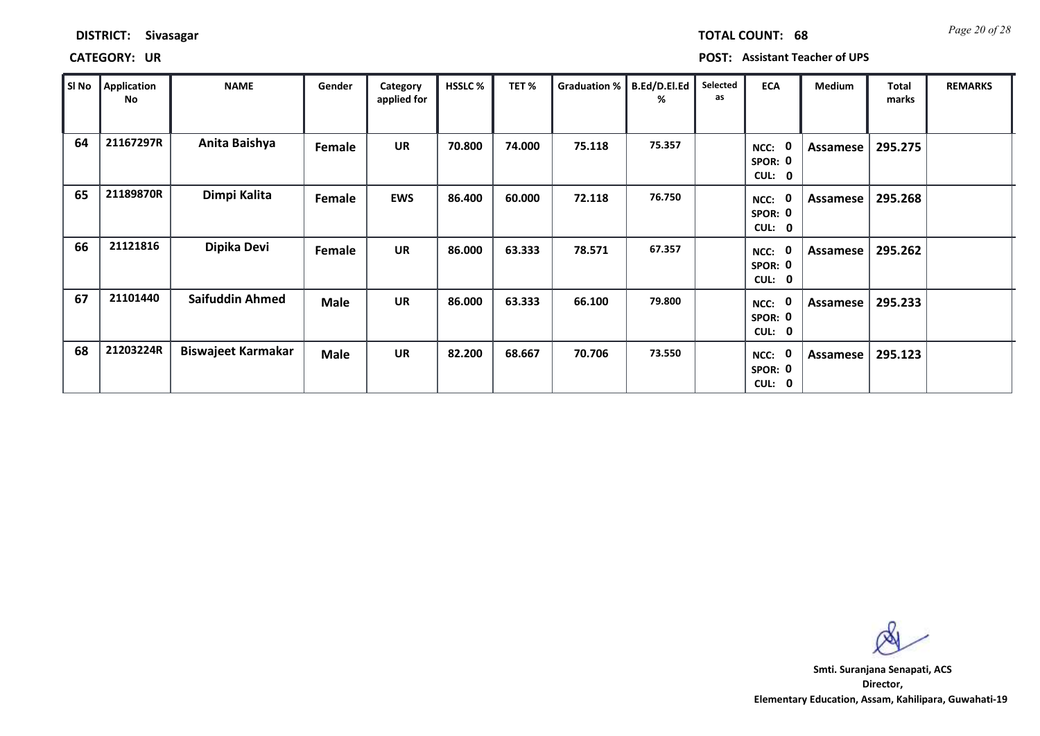**DISTRICT:** Sivasagar **TOTAL COUNT:** 68

**CATEGORY:** UR **POST:** Assistant Teacher of UPS

| Sl No | Application No | NAME | Gender | Category applied for | HSSLC % | TET % | Graduation % | B.Ed/D.El.Ed % | Selected as | ECA | Medium | Total marks | REMARKS |
|---|---|---|---|---|---|---|---|---|---|---|---|---|---|
| 64 | 21167297R | Anita Baishya | Female | UR | 70.800 | 74.000 | 75.118 | 75.357 | | NCC: 0 SPOR: 0 CUL: 0 | Assamese | 295.275 | |
| 65 | 21189870R | Dimpi Kalita | Female | EWS | 86.400 | 60.000 | 72.118 | 76.750 | | NCC: 0 SPOR: 0 CUL: 0 | Assamese | 295.268 | |
| 66 | 21121816 | Dipika Devi | Female | UR | 86.000 | 63.333 | 78.571 | 67.357 | | NCC: 0 SPOR: 0 CUL: 0 | Assamese | 295.262 | |
| 67 | 21101440 | Saifuddin Ahmed | Male | UR | 86.000 | 63.333 | 66.100 | 79.800 | | NCC: 0 SPOR: 0 CUL: 0 | Assamese | 295.233 | |
| 68 | 21203224R | Biswajeet Karmakar | Male | UR | 82.200 | 68.667 | 70.706 | 73.550 | | NCC: 0 SPOR: 0 CUL: 0 | Assamese | 295.123 | |

**Smti. Suranjana Senapati, ACS**
**Director,**
**Elementary Education, Assam, Kahilipara, Guwahati-19**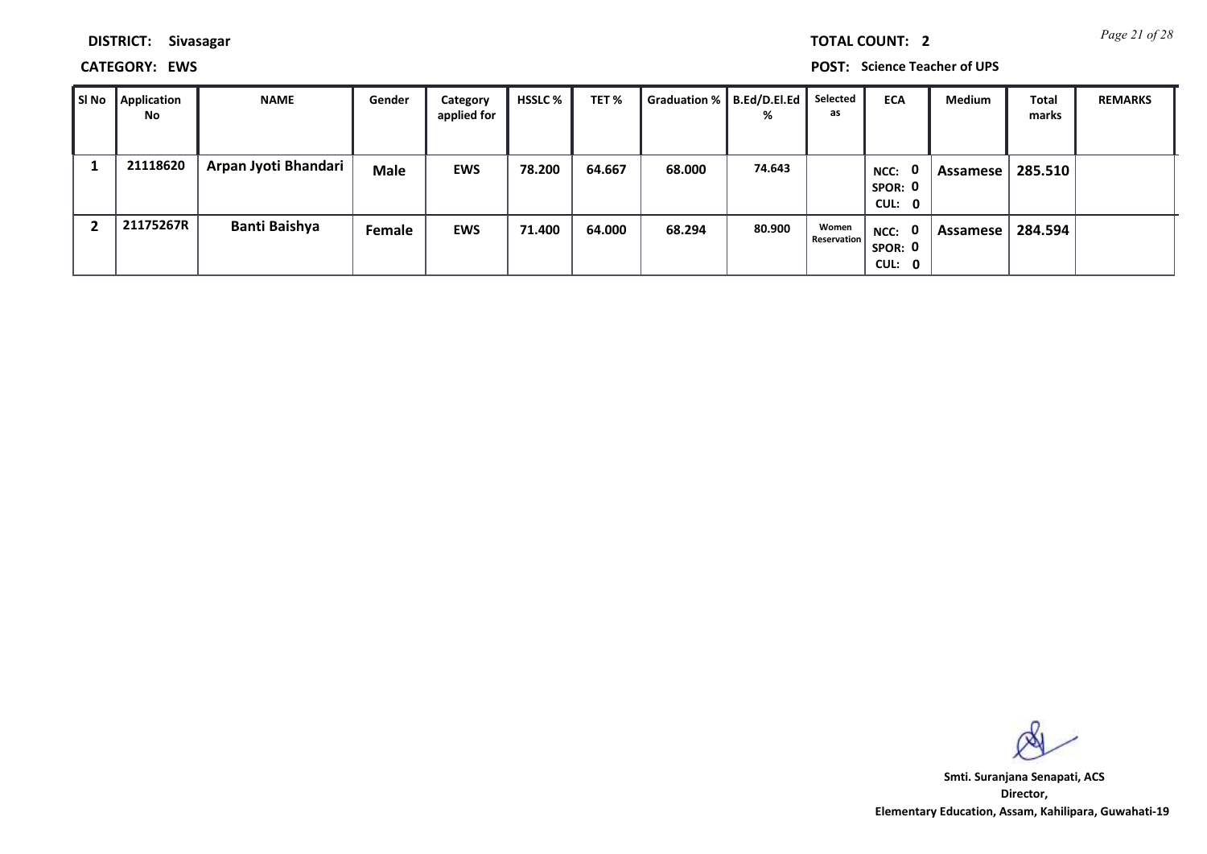**DISTRICT:** Sivasagar

**TOTAL COUNT:** 2

**CATEGORY:** EWS

**POST:** Science Teacher of UPS

| Sl No | Application No | NAME | Gender | Category applied for | HSSLC % | TET % | Graduation % | B.Ed/D.El.Ed % | Selected as | ECA | Medium | Total marks | REMARKS |
|---|---|---|---|---|---|---|---|---|---|---|---|---|---|
| 1 | 21118620 | Arpan Jyoti Bhandari | Male | EWS | 78.200 | 64.667 | 68.000 | 74.643 | | NCC: 0 SPOR: 0 CUL: 0 | Assamese | 285.510 | |
| 2 | 21175267R | Banti Baishya | Female | EWS | 71.400 | 64.000 | 68.294 | 80.900 | Women Reservation | NCC: 0 SPOR: 0 CUL: 0 | Assamese | 284.594 | |

**Smti. Suranjana Senapati, ACS**
**Director,**
**Elementary Education, Assam, Kahilipara, Guwahati-19**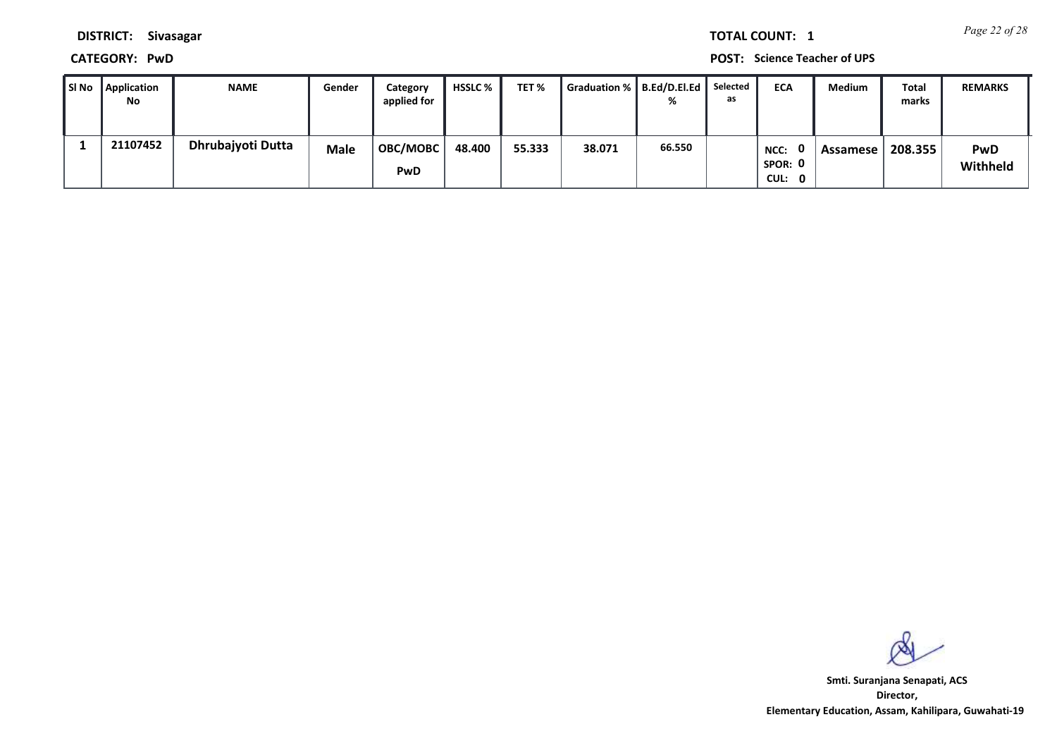**DISTRICT:** Sivasagar

**TOTAL COUNT:** 1

**CATEGORY:** PwD

**POST:** Science Teacher of UPS

| Sl No | Application No | NAME | Gender | Category applied for | HSSLC % | TET % | Graduation % | B.Ed/D.El.Ed % | Selected as | ECA | Medium | Total marks | REMARKS |
|---|---|---|---|---|---|---|---|---|---|---|---|---|---|
| 1 | 21107452 | Dhrubajyoti Dutta | Male | OBC/MOBC PwD | 48.400 | 55.333 | 38.071 | 66.550 | | NCC: 0 SPOR: 0 CUL: 0 | Assamese | 208.355 | PwD Withheld |

**Smt. Suranjana Senapati, ACS**
**Director,**
**Elementary Education, Assam, Kahilipara, Guwahati-19**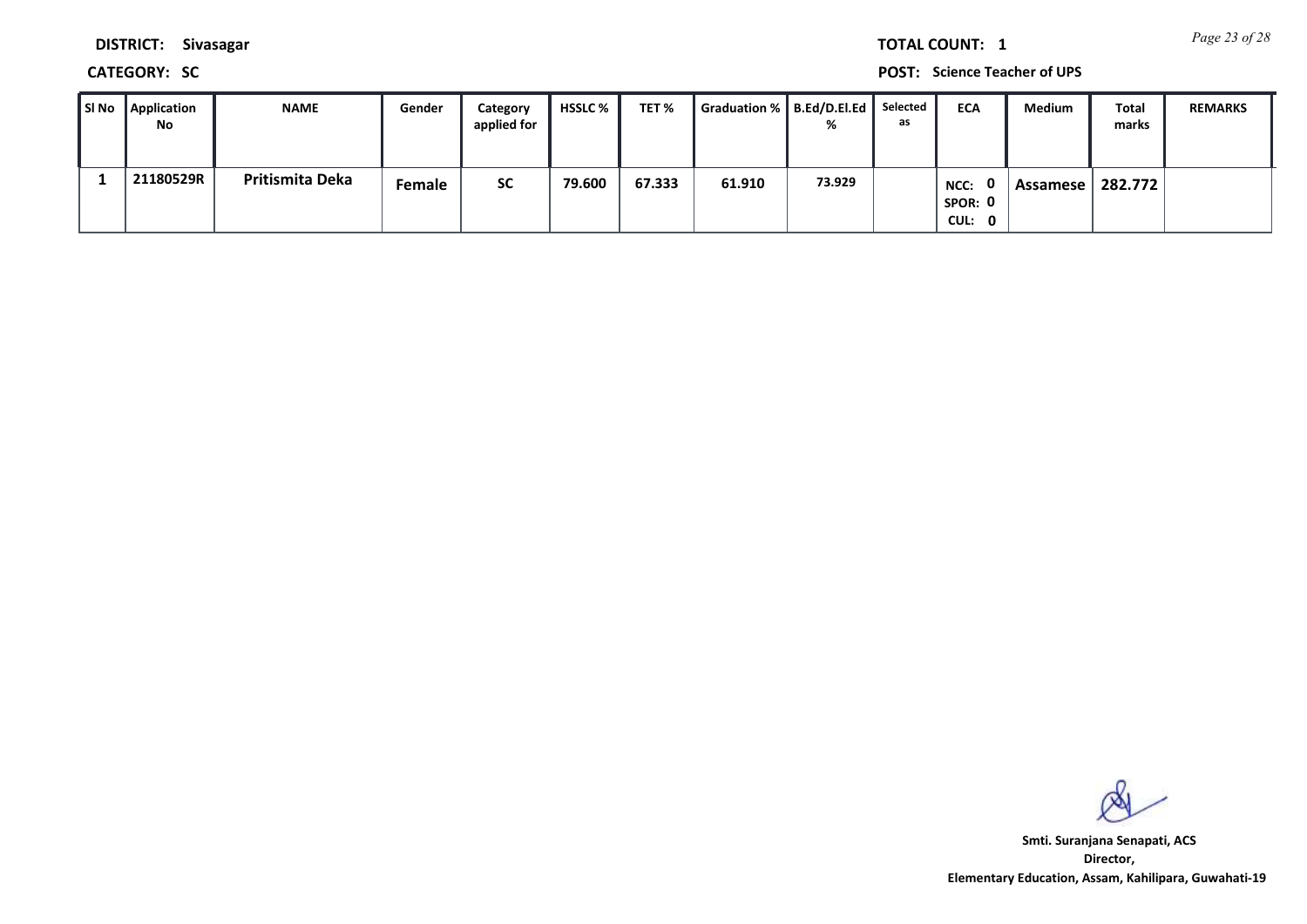**DISTRICT:** Sivasagar

**TOTAL COUNT:** 1

**CATEGORY:** SC

**POST:** Science Teacher of UPS

| Sl No | Application No | NAME | Gender | Category applied for | HSSLC % | TET % | Graduation % | B.Ed/D.El.Ed % | Selected as | ECA | Medium | Total marks | REMARKS |
|---|---|---|---|---|---|---|---|---|---|---|---|---|---|
| 1 | 21180529R | Pritismita Deka | Female | SC | 79.600 | 67.333 | 61.910 | 73.929 | | NCC: 0 SPOR: 0 CUL: 0 | Assamese | 282.772 | |

**Smti. Suranjana Senapati, ACS**
**Director,**
**Elementary Education, Assam, Kahilipara, Guwahati-19**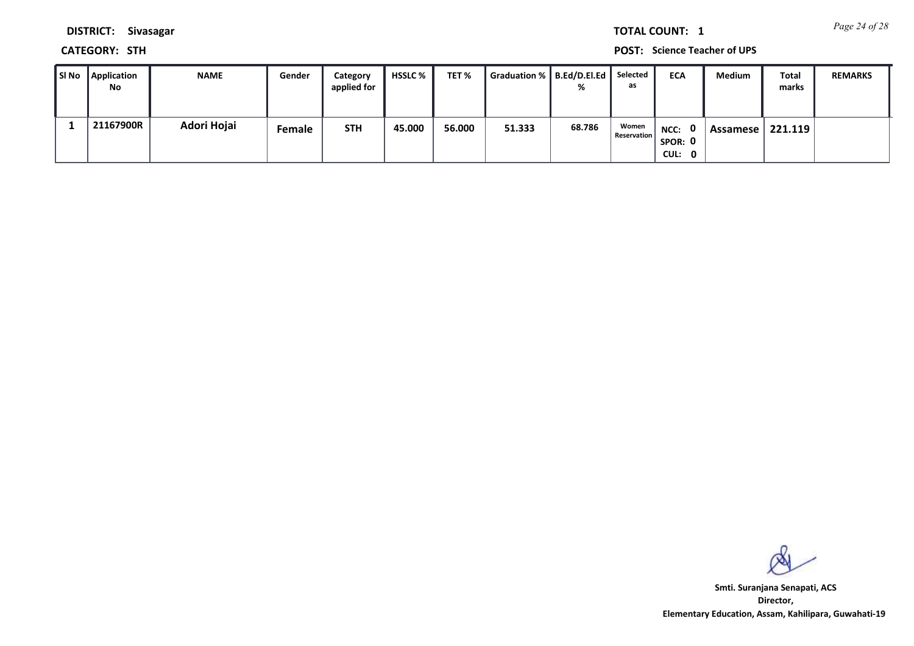**DISTRICT:** Sivasagar

**TOTAL COUNT:** 1

**CATEGORY:** STH

**POST:** Science Teacher of UPS

| Sl No | Application No | NAME | Gender | Category applied for | HSSLC % | TET % | Graduation % | B.Ed/D.El.Ed % | Selected as | ECA | Medium | Total marks | REMARKS |
|---|---|---|---|---|---|---|---|---|---|---|---|---|---|
| 1 | 21167900R | Adori Hojai | Female | STH | 45.000 | 56.000 | 51.333 | 68.786 | Women Reservation | NCC: 0 SPOR: 0 CUL: 0 | Assamese | 221.119 | |

**Smt. Suranjana Senapati, ACS**
**Director,**
**Elementary Education, Assam, Kahilipara, Guwahati-19**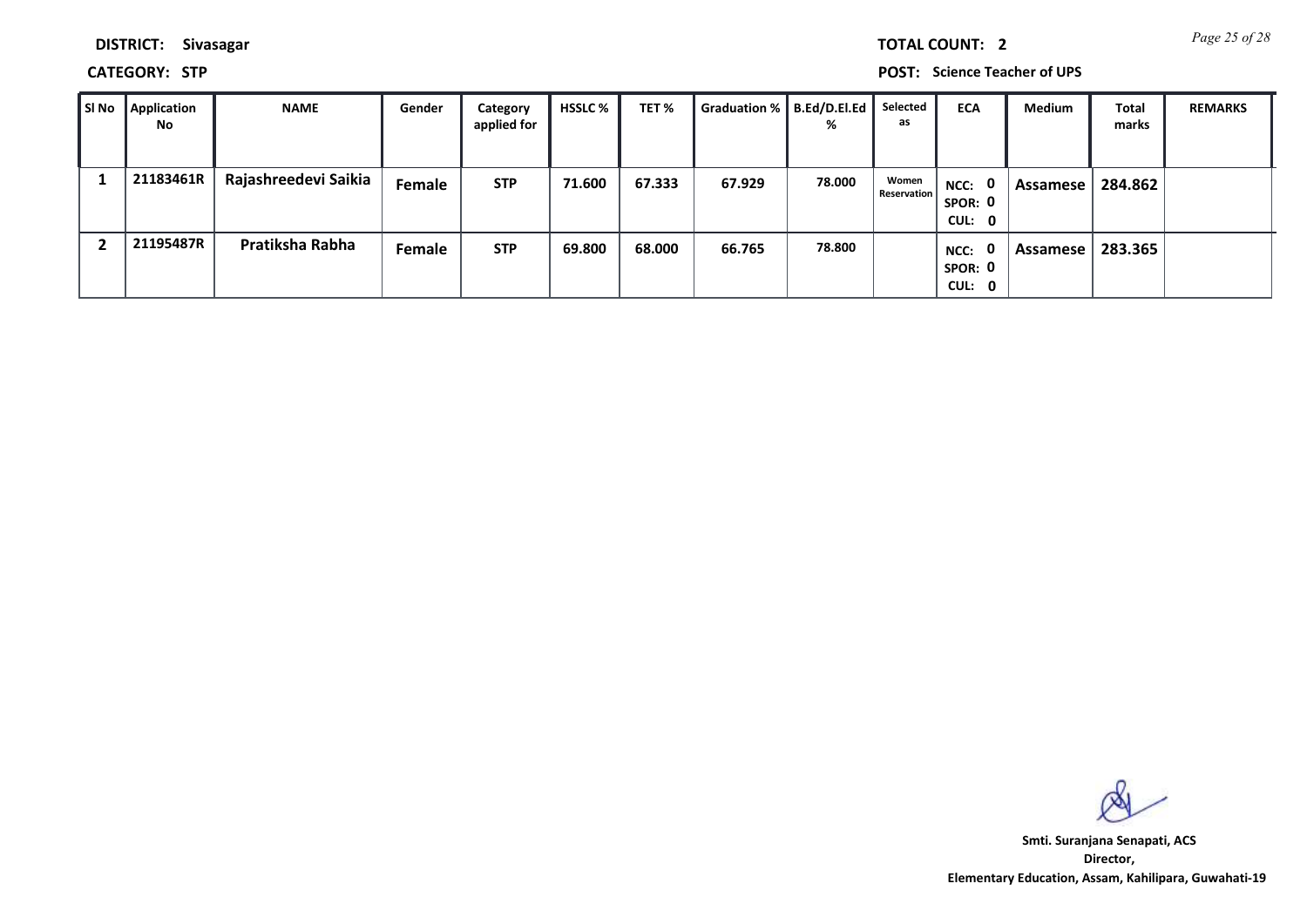**DISTRICT:** Sivasagar

**TOTAL COUNT:** 2

**CATEGORY:** STP

**POST:** Science Teacher of UPS

| Sl No | Application No | NAME | Gender | Category applied for | HSSLC % | TET % | Graduation % | B.Ed/D.El.Ed % | Selected as | ECA | Medium | Total marks | REMARKS |
|---|---|---|---|---|---|---|---|---|---|---|---|---|---|
| 1 | 21183461R | Rajashreedevi Saikia | Female | STP | 71.600 | 67.333 | 67.929 | 78.000 | Women Reservation | NCC: 0 SPOR: 0 CUL: 0 | Assamese | 284.862 | |
| 2 | 21195487R | Pratiksha Rabha | Female | STP | 69.800 | 68.000 | 66.765 | 78.800 | | NCC: 0 SPOR: 0 CUL: 0 | Assamese | 283.365 | |

**Smti. Suranjana Senapati, ACS**
**Director,**
**Elementary Education, Assam, Kahilipara, Guwahati-19**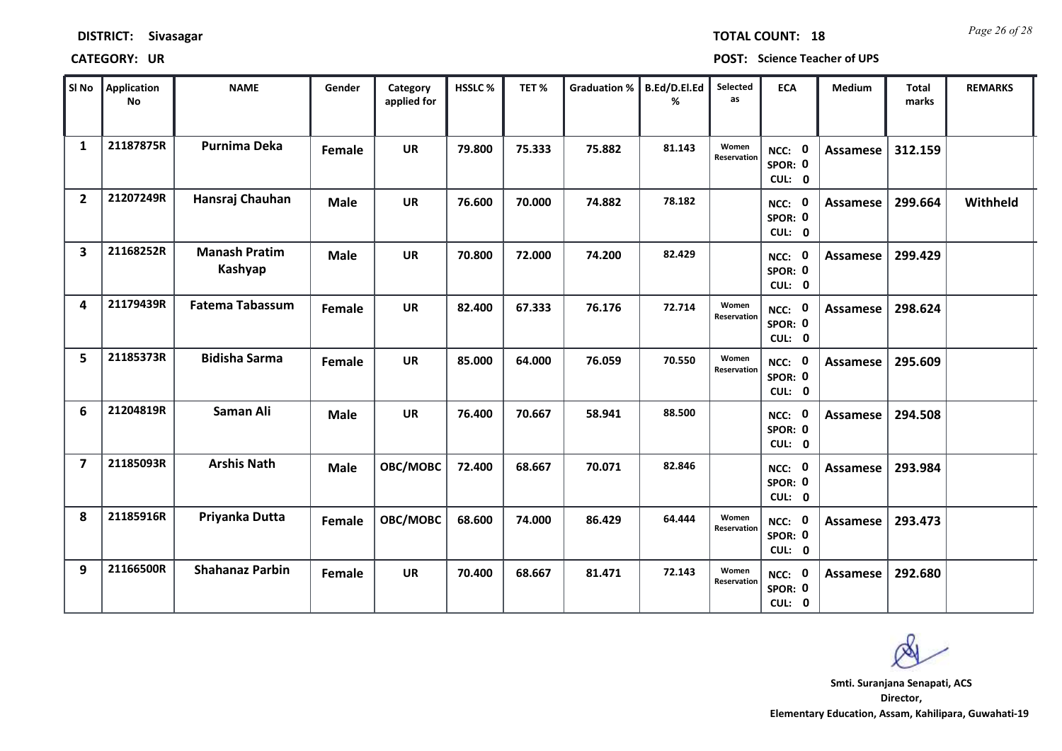**DISTRICT: Sivasagar** **TOTAL COUNT: 18**

**CATEGORY: UR** **POST: Science Teacher of UPS**

| Sl No | Application No | NAME | Gender | Category applied for | HSSLC % | TET % | Graduation % | B.Ed/D.El.Ed % | Selected as | ECA | Medium | Total marks | REMARKS |
|---|---|---|---|---|---|---|---|---|---|---|---|---|---|
| 1 | 21187875R | Purnima Deka | Female | UR | 79.800 | 75.333 | 75.882 | 81.143 | Women Reservation | NCC: 0 SPOR: 0 CUL: 0 | Assamese | 312.159 | |
| 2 | 21207249R | Hansraj Chauhan | Male | UR | 76.600 | 70.000 | 74.882 | 78.182 | | NCC: 0 SPOR: 0 CUL: 0 | Assamese | 299.664 | Withheld |
| 3 | 21168252R | Manash Pratim Kashyap | Male | UR | 70.800 | 72.000 | 74.200 | 82.429 | | NCC: 0 SPOR: 0 CUL: 0 | Assamese | 299.429 | |
| 4 | 21179439R | Fatema Tabassum | Female | UR | 82.400 | 67.333 | 76.176 | 72.714 | Women Reservation | NCC: 0 SPOR: 0 CUL: 0 | Assamese | 298.624 | |
| 5 | 21185373R | Bidisha Sarma | Female | UR | 85.000 | 64.000 | 76.059 | 70.550 | Women Reservation | NCC: 0 SPOR: 0 CUL: 0 | Assamese | 295.609 | |
| 6 | 21204819R | Saman Ali | Male | UR | 76.400 | 70.667 | 58.941 | 88.500 | | NCC: 0 SPOR: 0 CUL: 0 | Assamese | 294.508 | |
| 7 | 21185093R | Arshis Nath | Male | OBC/MOBC | 72.400 | 68.667 | 70.071 | 82.846 | | NCC: 0 SPOR: 0 CUL: 0 | Assamese | 293.984 | |
| 8 | 21185916R | Priyanka Dutta | Female | OBC/MOBC | 68.600 | 74.000 | 86.429 | 64.444 | Women Reservation | NCC: 0 SPOR: 0 CUL: 0 | Assamese | 293.473 | |
| 9 | 21166500R | Shahanaz Parbin | Female | UR | 70.400 | 68.667 | 81.471 | 72.143 | Women Reservation | NCC: 0 SPOR: 0 CUL: 0 | Assamese | 292.680 | |

**Smt. Suranjana Senapati, ACS**
**Director,**
**Elementary Education, Assam, Kahilipara, Guwahati-19**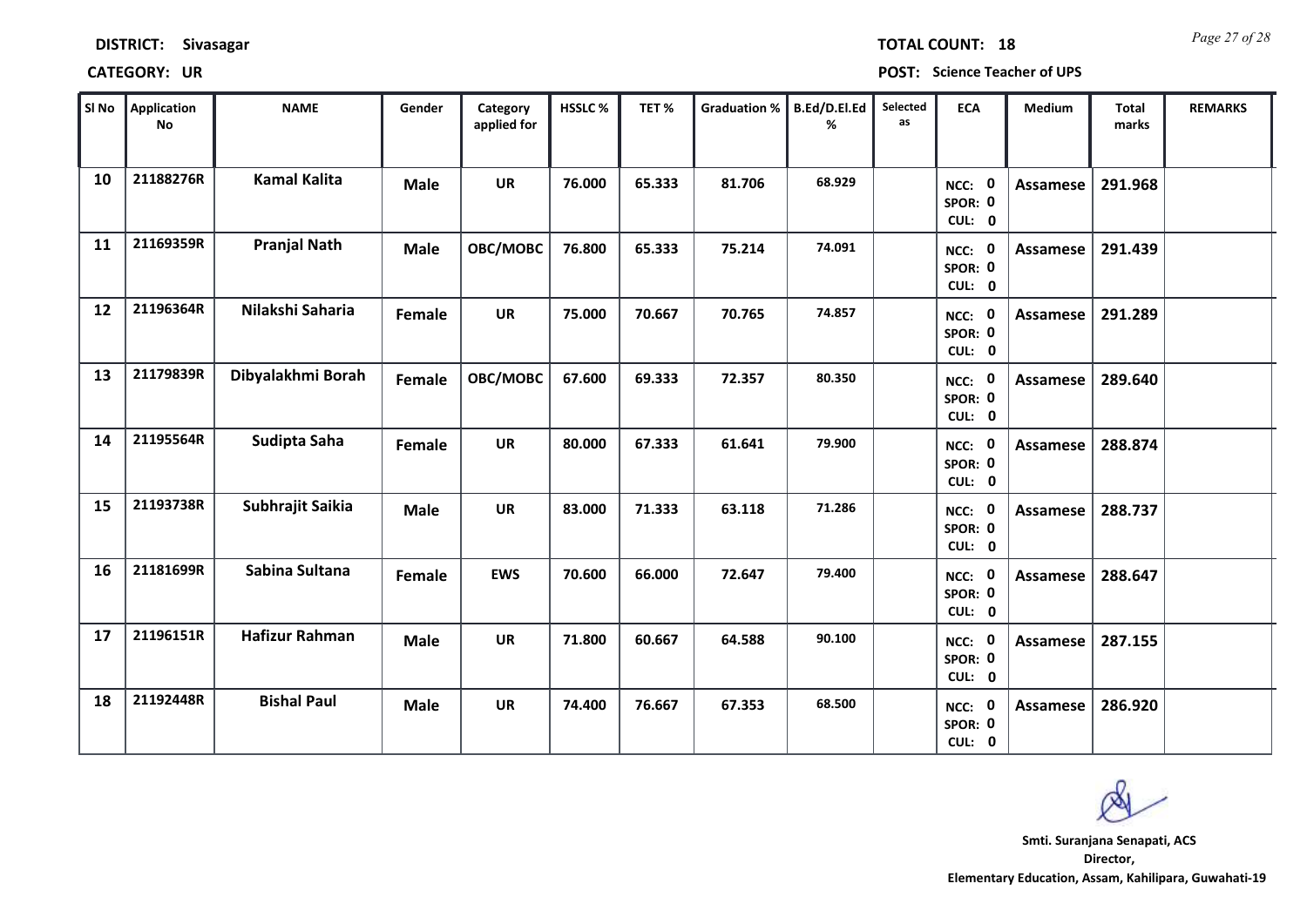**DISTRICT:** Sivasagar **TOTAL COUNT:** 18

**CATEGORY:** UR **POST:** Science Teacher of UPS

| Sl No | Application No | NAME | Gender | Category applied for | HSSLC % | TET % | Graduation % | B.Ed/D.El.Ed % | Selected as | ECA | Medium | Total marks | REMARKS |
|---|---|---|---|---|---|---|---|---|---|---|---|---|---|
| 10 | 21188276R | Kamal Kalita | Male | UR | 76.000 | 65.333 | 81.706 | 68.929 | | NCC: 0 SPOR: 0 CUL: 0 | Assamese | 291.968 | |
| 11 | 21169359R | Pranjal Nath | Male | OBC/MOBC | 76.800 | 65.333 | 75.214 | 74.091 | | NCC: 0 SPOR: 0 CUL: 0 | Assamese | 291.439 | |
| 12 | 21196364R | Nilakshi Saharia | Female | UR | 75.000 | 70.667 | 70.765 | 74.857 | | NCC: 0 SPOR: 0 CUL: 0 | Assamese | 291.289 | |
| 13 | 21179839R | Dibyalakhmi Borah | Female | OBC/MOBC | 67.600 | 69.333 | 72.357 | 80.350 | | NCC: 0 SPOR: 0 CUL: 0 | Assamese | 289.640 | |
| 14 | 21195564R | Sudipta Saha | Female | UR | 80.000 | 67.333 | 61.641 | 79.900 | | NCC: 0 SPOR: 0 CUL: 0 | Assamese | 288.874 | |
| 15 | 21193738R | Subhrajit Saikia | Male | UR | 83.000 | 71.333 | 63.118 | 71.286 | | NCC: 0 SPOR: 0 CUL: 0 | Assamese | 288.737 | |
| 16 | 21181699R | Sabina Sultana | Female | EWS | 70.600 | 66.000 | 72.647 | 79.400 | | NCC: 0 SPOR: 0 CUL: 0 | Assamese | 288.647 | |
| 17 | 21196151R | Hafizur Rahman | Male | UR | 71.800 | 60.667 | 64.588 | 90.100 | | NCC: 0 SPOR: 0 CUL: 0 | Assamese | 287.155 | |
| 18 | 21192448R | Bishal Paul | Male | UR | 74.400 | 76.667 | 67.353 | 68.500 | | NCC: 0 SPOR: 0 CUL: 0 | Assamese | 286.920 | |

**Smt. Suranjana Senapati, ACS**
**Director,**
**Elementary Education, Assam, Kahilipara, Guwahati-19**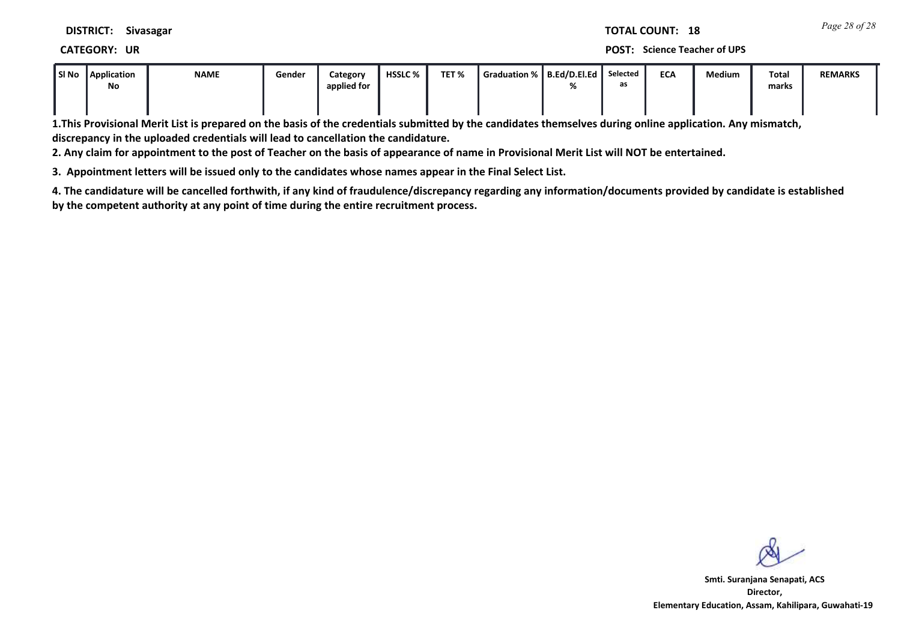**DISTRICT: Sivasagar** **TOTAL COUNT: 18**

**CATEGORY: UR** **POST: Science Teacher of UPS**

| Sl No | Application No | NAME | Gender | Category applied for | HSSLC % | TET % | Graduation % | B.Ed/D.El.Ed % | Selected as | ECA | Medium | Total marks | REMARKS |
|---|---|---|---|---|---|---|---|---|---|---|---|---|---|

**1.This Provisional Merit List is prepared on the basis of the credentials submitted by the candidates themselves during online application. Any mismatch, discrepancy in the uploaded credentials will lead to cancellation the candidature.**

**2. Any claim for appointment to the post of Teacher on the basis of appearance of name in Provisional Merit List will NOT be entertained.**

**3. Appointment letters will be issued only to the candidates whose names appear in the Final Select List.**

**4. The candidature will be cancelled forthwith, if any kind of fraudulence/discrepancy regarding any information/documents provided by candidate is established by the competent authority at any point of time during the entire recruitment process.**

**Smti. Suranjana Senapati, ACS**
**Director,**
**Elementary Education, Assam, Kahilipara, Guwahati-19**